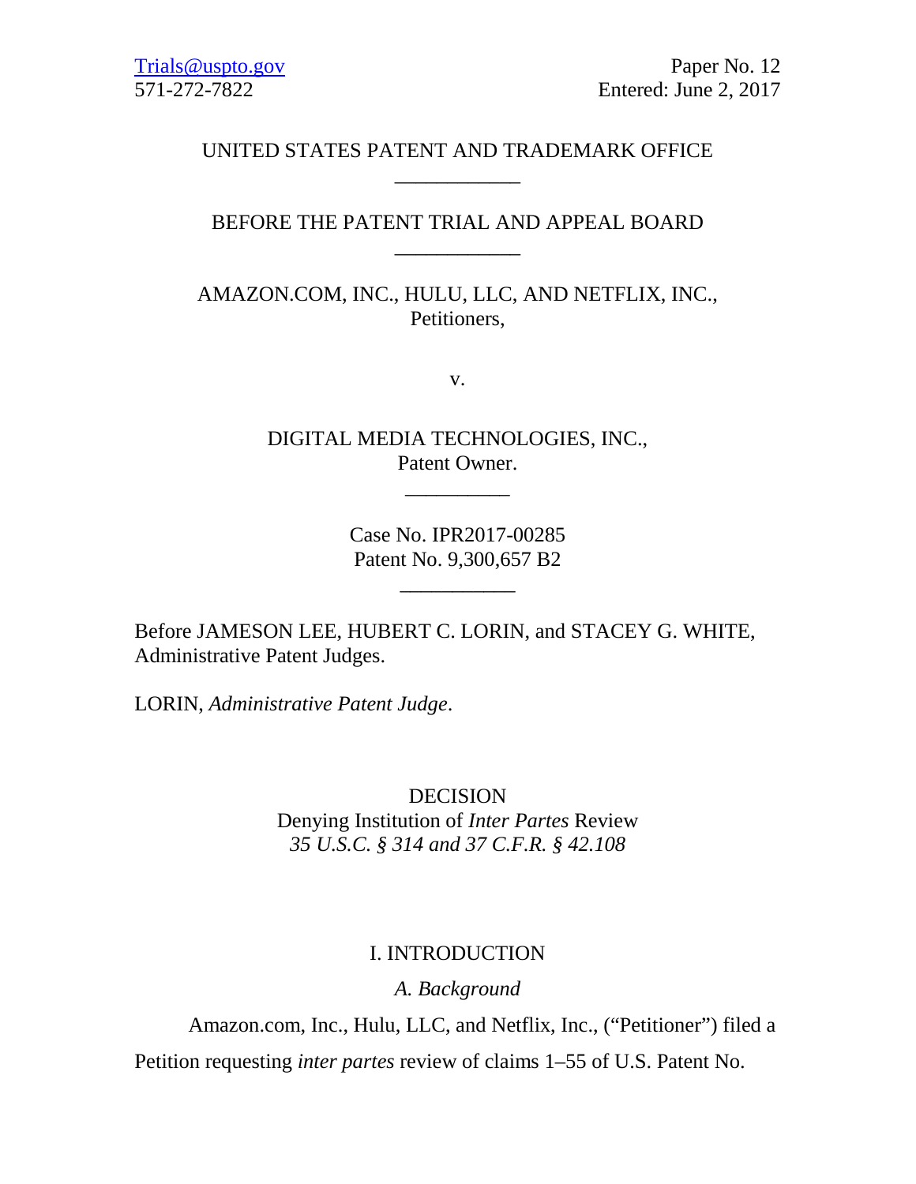Trials@uspto.gov
571-272-7822

Paper No. 12
Entered: June 2, 2017

UNITED STATES PATENT AND TRADEMARK OFFICE

---

BEFORE THE PATENT TRIAL AND APPEAL BOARD

---

AMAZON.COM, INC., HULU, LLC, AND NETFLIX, INC.,
Petitioners,

v.

DIGITAL MEDIA TECHNOLOGIES, INC.,
Patent Owner.

---

Case No. IPR2017-00285
Patent No. 9,300,657 B2

---

Before JAMESON LEE, HUBERT C. LORIN, and STACEY G. WHITE, Administrative Patent Judges.

LORIN, *Administrative Patent Judge*.

DECISION
Denying Institution of *Inter Partes* Review
*35 U.S.C. § 314 and 37 C.F.R. § 42.108*

# I. INTRODUCTION

## *A. Background*

Amazon.com, Inc., Hulu, LLC, and Netflix, Inc., ("Petitioner") filed a Petition requesting *inter partes* review of claims 1–55 of U.S. Patent No.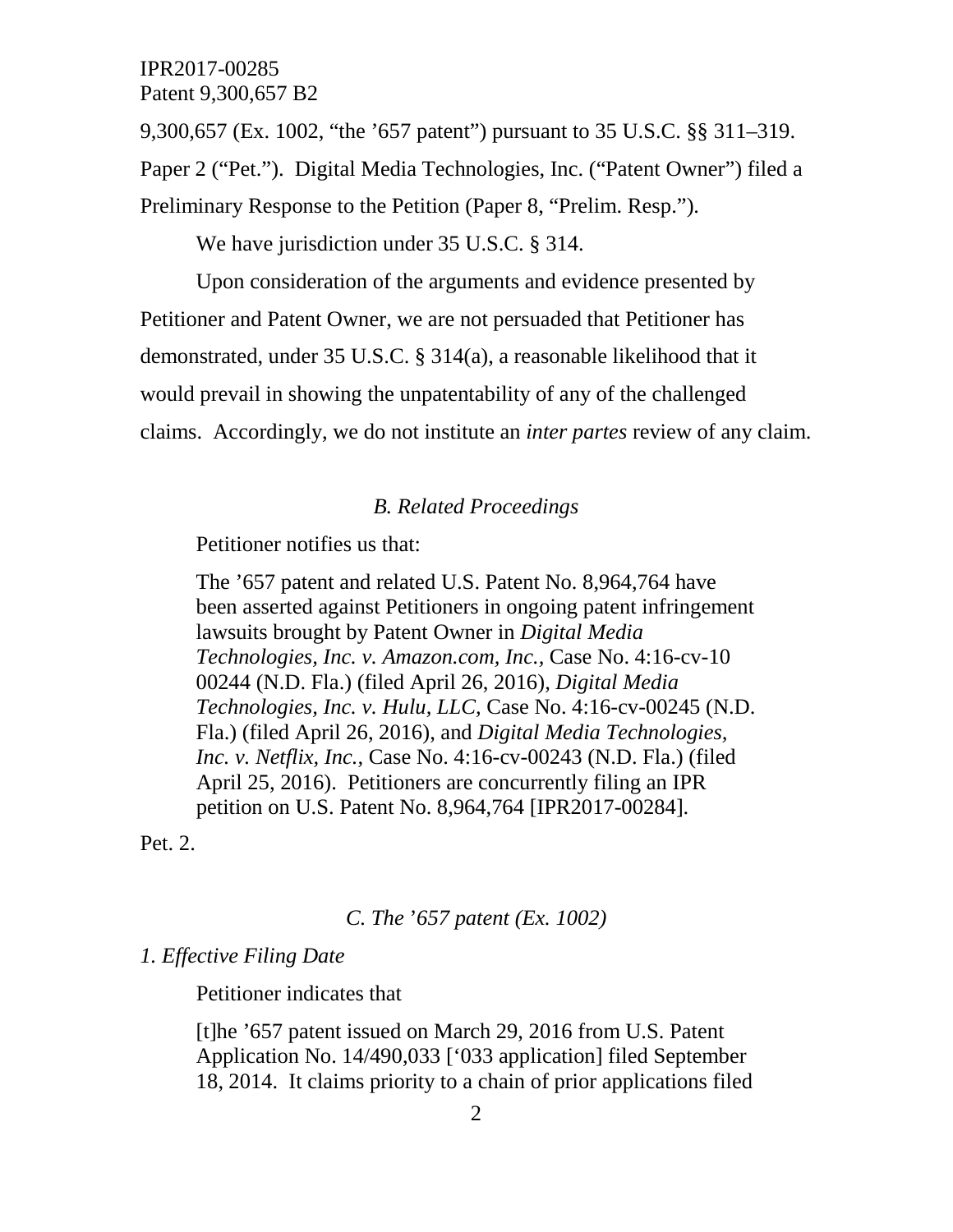9,300,657 (Ex. 1002, "the '657 patent") pursuant to 35 U.S.C. §§ 311–319. Paper 2 ("Pet."). Digital Media Technologies, Inc. ("Patent Owner") filed a Preliminary Response to the Petition (Paper 8, "Prelim. Resp.").

We have jurisdiction under 35 U.S.C. § 314.

Upon consideration of the arguments and evidence presented by Petitioner and Patent Owner, we are not persuaded that Petitioner has demonstrated, under 35 U.S.C. § 314(a), a reasonable likelihood that it would prevail in showing the unpatentability of any of the challenged claims. Accordingly, we do not institute an *inter partes* review of any claim.

### *B. Related Proceedings*

Petitioner notifies us that:

> The '657 patent and related U.S. Patent No. 8,964,764 have been asserted against Petitioners in ongoing patent infringement lawsuits brought by Patent Owner in *Digital Media Technologies, Inc. v. Amazon.com, Inc.*, Case No. 4:16-cv-10 00244 (N.D. Fla.) (filed April 26, 2016), *Digital Media Technologies, Inc. v. Hulu, LLC,* Case No. 4:16-cv-00245 (N.D. Fla.) (filed April 26, 2016), and *Digital Media Technologies, Inc. v. Netflix, Inc.*, Case No. 4:16-cv-00243 (N.D. Fla.) (filed April 25, 2016). Petitioners are concurrently filing an IPR petition on U.S. Patent No. 8,964,764 [IPR2017-00284].

Pet. 2.

### *C. The '657 patent (Ex. 1002)*

#### *1. Effective Filing Date*

Petitioner indicates that

> [t]he '657 patent issued on March 29, 2016 from U.S. Patent Application No. 14/490,033 ['033 application] filed September 18, 2014. It claims priority to a chain of prior applications filed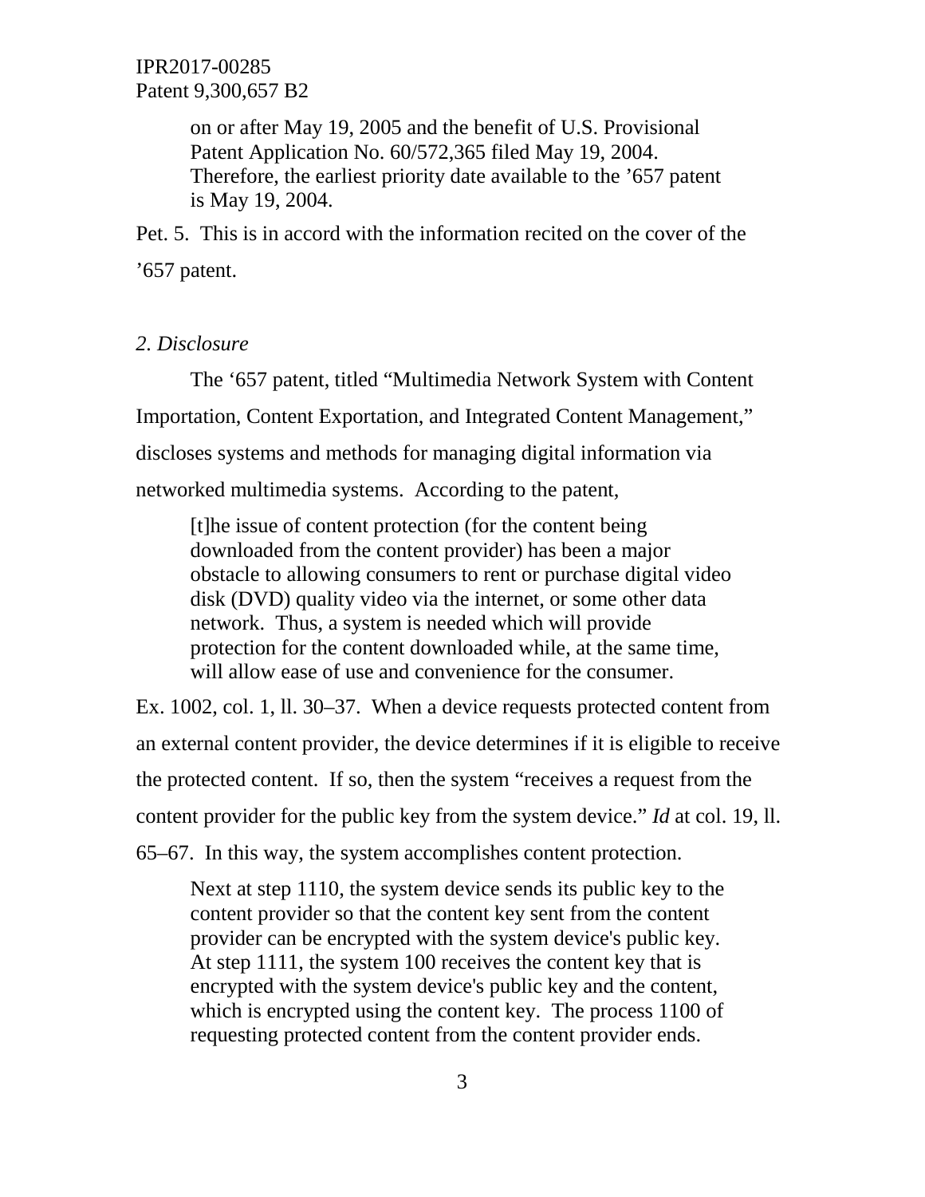> on or after May 19, 2005 and the benefit of U.S. Provisional Patent Application No. 60/572,365 filed May 19, 2004. Therefore, the earliest priority date available to the '657 patent is May 19, 2004.

Pet. 5. This is in accord with the information recited on the cover of the '657 patent.

*2. Disclosure*

The '657 patent, titled "Multimedia Network System with Content Importation, Content Exportation, and Integrated Content Management," discloses systems and methods for managing digital information via networked multimedia systems. According to the patent,

> [t]he issue of content protection (for the content being downloaded from the content provider) has been a major obstacle to allowing consumers to rent or purchase digital video disk (DVD) quality video via the internet, or some other data network. Thus, a system is needed which will provide protection for the content downloaded while, at the same time, will allow ease of use and convenience for the consumer.

Ex. 1002, col. 1, ll. 30–37. When a device requests protected content from an external content provider, the device determines if it is eligible to receive the protected content. If so, then the system "receives a request from the content provider for the public key from the system device." *Id* at col. 19, ll. 65–67. In this way, the system accomplishes content protection.

> Next at step 1110, the system device sends its public key to the content provider so that the content key sent from the content provider can be encrypted with the system device's public key. At step 1111, the system 100 receives the content key that is encrypted with the system device's public key and the content, which is encrypted using the content key. The process 1100 of requesting protected content from the content provider ends.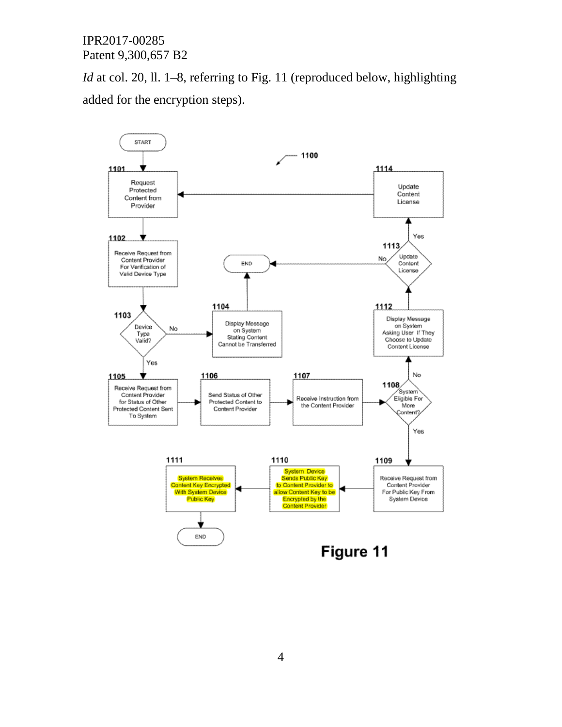*Id* at col. 20, ll. 1–8, referring to Fig. 11 (reproduced below, highlighting added for the encryption steps).

START

1100

1101 Request Protected Content from Provider

1102 Receive Request from Content Provider For Verification of Valid Device Type

1103 Device Type Valid?

No

1104 Display Message on System Stating Content Cannot be Transferred

END

Yes

1105 Receive Request from Content Provider for Status of Other Protected Content Sent To System

1106 Send Status of Other Protected Content to Content Provider

1107 Receive Instruction from the Content Provider

1108 System Eligible For More Content?

No

1112 Display Message on System Asking User If They Choose to Update Content License

1113 Update Content License

No

END

Yes

1114 Update Content License

Yes

1109 Receive Request from Content Provider For Public Key From System Device

1110 System Device Sends Public Key to Content Provider to allow Content Key to be Encrypted by the Content Provider

1111 System Receives Content Key Encrypted With System Device Public Key

END

**Figure 11**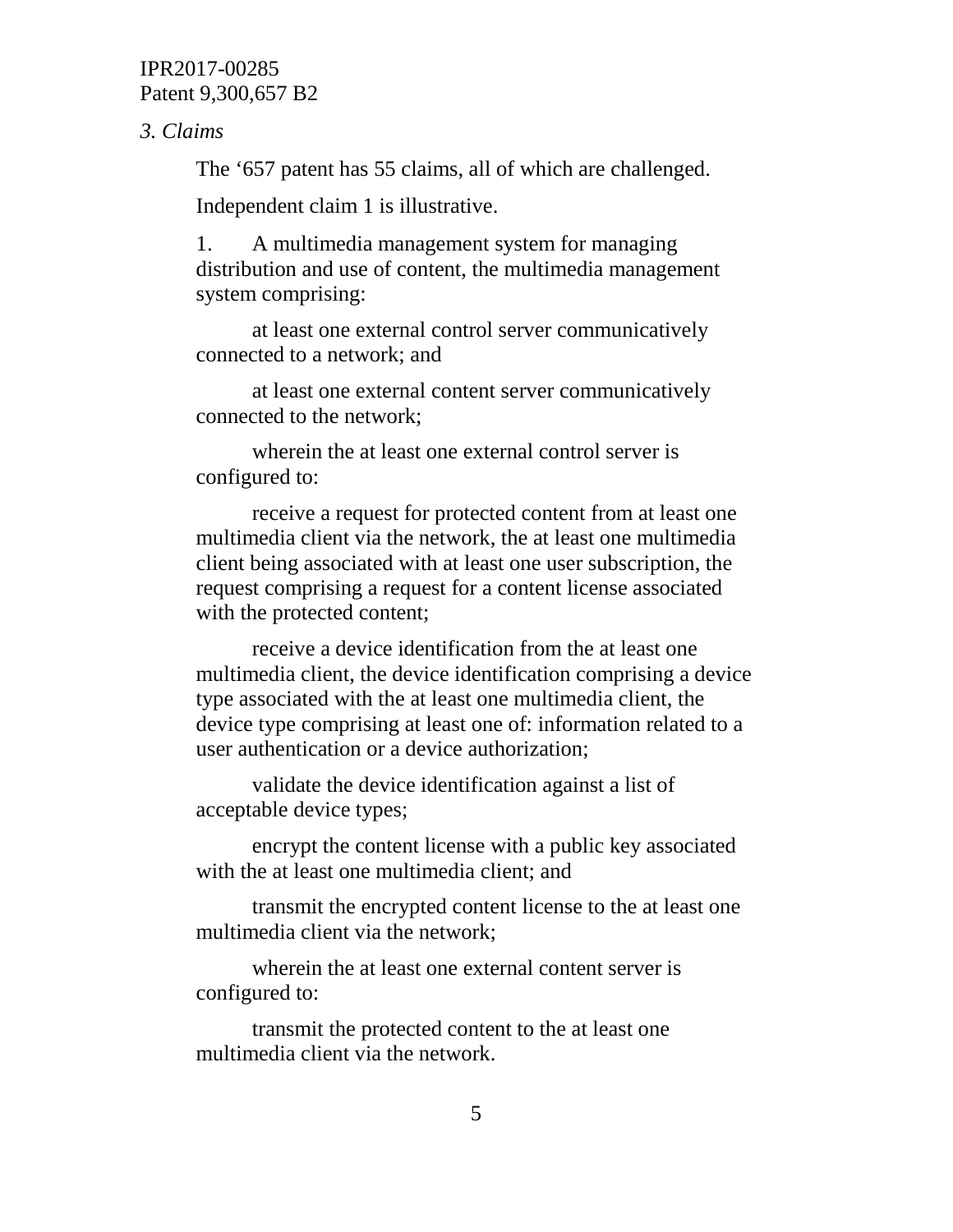*3. Claims*

The '657 patent has 55 claims, all of which are challenged.

Independent claim 1 is illustrative.

1. A multimedia management system for managing distribution and use of content, the multimedia management system comprising:

at least one external control server communicatively connected to a network; and

at least one external content server communicatively connected to the network;

wherein the at least one external control server is configured to:

receive a request for protected content from at least one multimedia client via the network, the at least one multimedia client being associated with at least one user subscription, the request comprising a request for a content license associated with the protected content;

receive a device identification from the at least one multimedia client, the device identification comprising a device type associated with the at least one multimedia client, the device type comprising at least one of: information related to a user authentication or a device authorization;

validate the device identification against a list of acceptable device types;

encrypt the content license with a public key associated with the at least one multimedia client; and

transmit the encrypted content license to the at least one multimedia client via the network;

wherein the at least one external content server is configured to:

transmit the protected content to the at least one multimedia client via the network.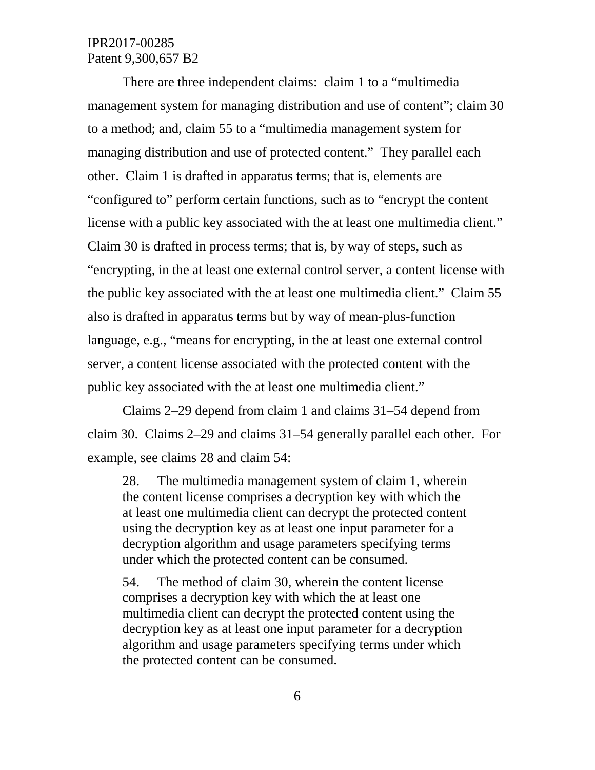There are three independent claims: claim 1 to a "multimedia management system for managing distribution and use of content"; claim 30 to a method; and, claim 55 to a "multimedia management system for managing distribution and use of protected content." They parallel each other. Claim 1 is drafted in apparatus terms; that is, elements are "configured to" perform certain functions, such as to "encrypt the content license with a public key associated with the at least one multimedia client." Claim 30 is drafted in process terms; that is, by way of steps, such as "encrypting, in the at least one external control server, a content license with the public key associated with the at least one multimedia client." Claim 55 also is drafted in apparatus terms but by way of mean-plus-function language, e.g., "means for encrypting, in the at least one external control server, a content license associated with the protected content with the public key associated with the at least one multimedia client."

Claims 2–29 depend from claim 1 and claims 31–54 depend from claim 30. Claims 2–29 and claims 31–54 generally parallel each other. For example, see claims 28 and claim 54:

> 28. The multimedia management system of claim 1, wherein the content license comprises a decryption key with which the at least one multimedia client can decrypt the protected content using the decryption key as at least one input parameter for a decryption algorithm and usage parameters specifying terms under which the protected content can be consumed.
>
> 54. The method of claim 30, wherein the content license comprises a decryption key with which the at least one multimedia client can decrypt the protected content using the decryption key as at least one input parameter for a decryption algorithm and usage parameters specifying terms under which the protected content can be consumed.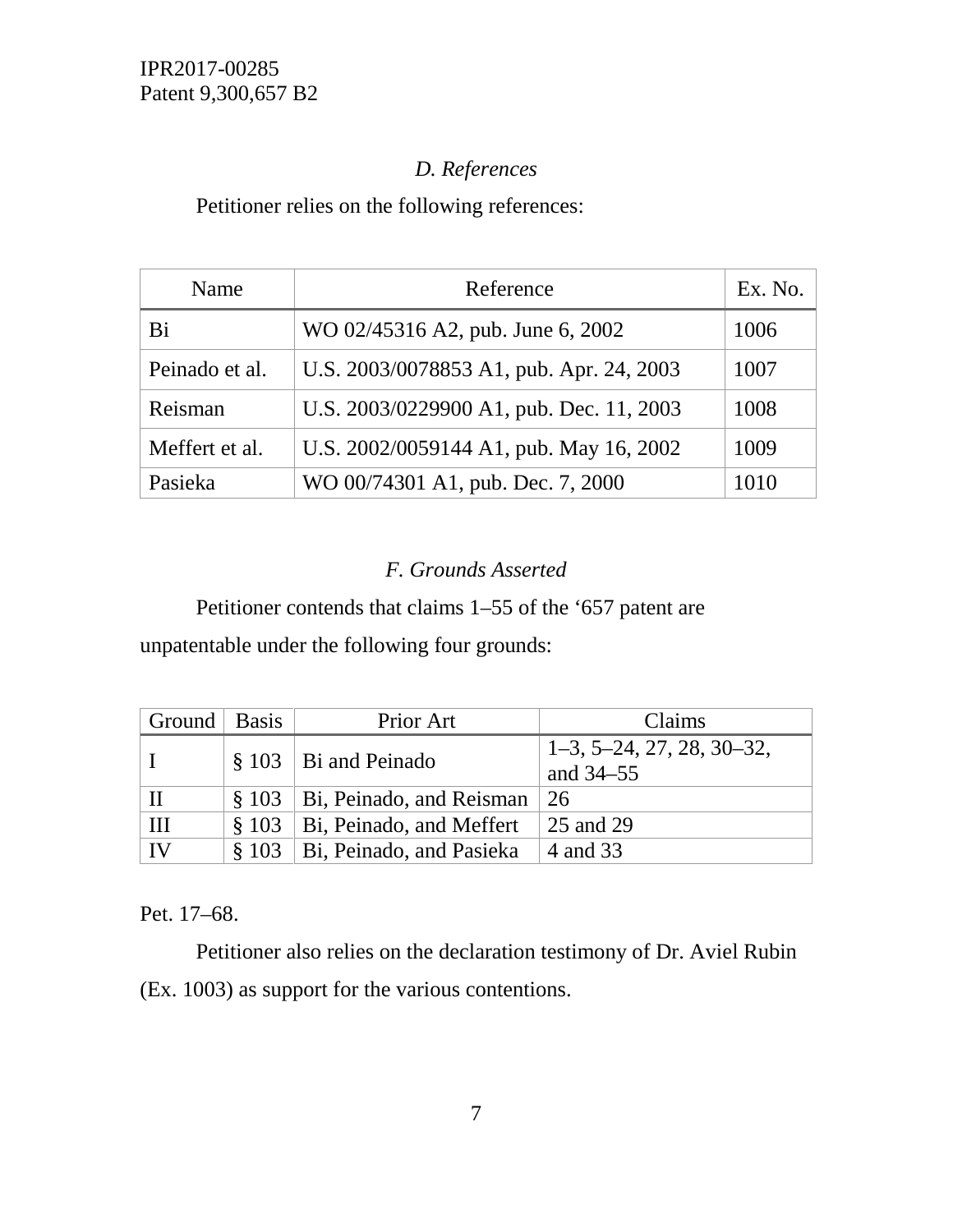### *D. References*

Petitioner relies on the following references:

| Name | Reference | Ex. No. |
|---|---|---|
| Bi | WO 02/45316 A2, pub. June 6, 2002 | 1006 |
| Peinado et al. | U.S. 2003/0078853 A1, pub. Apr. 24, 2003 | 1007 |
| Reisman | U.S. 2003/0229900 A1, pub. Dec. 11, 2003 | 1008 |
| Meffert et al. | U.S. 2002/0059144 A1, pub. May 16, 2002 | 1009 |
| Pasieka | WO 00/74301 A1, pub. Dec. 7, 2000 | 1010 |

### *F. Grounds Asserted*

Petitioner contends that claims 1–55 of the '657 patent are unpatentable under the following four grounds:

| Ground | Basis | Prior Art | Claims |
|---|---|---|---|
| I | § 103 | Bi and Peinado | 1–3, 5–24, 27, 28, 30–32, and 34–55 |
| II | § 103 | Bi, Peinado, and Reisman | 26 |
| III | § 103 | Bi, Peinado, and Meffert | 25 and 29 |
| IV | § 103 | Bi, Peinado, and Pasieka | 4 and 33 |

Pet. 17–68.

Petitioner also relies on the declaration testimony of Dr. Aviel Rubin (Ex. 1003) as support for the various contentions.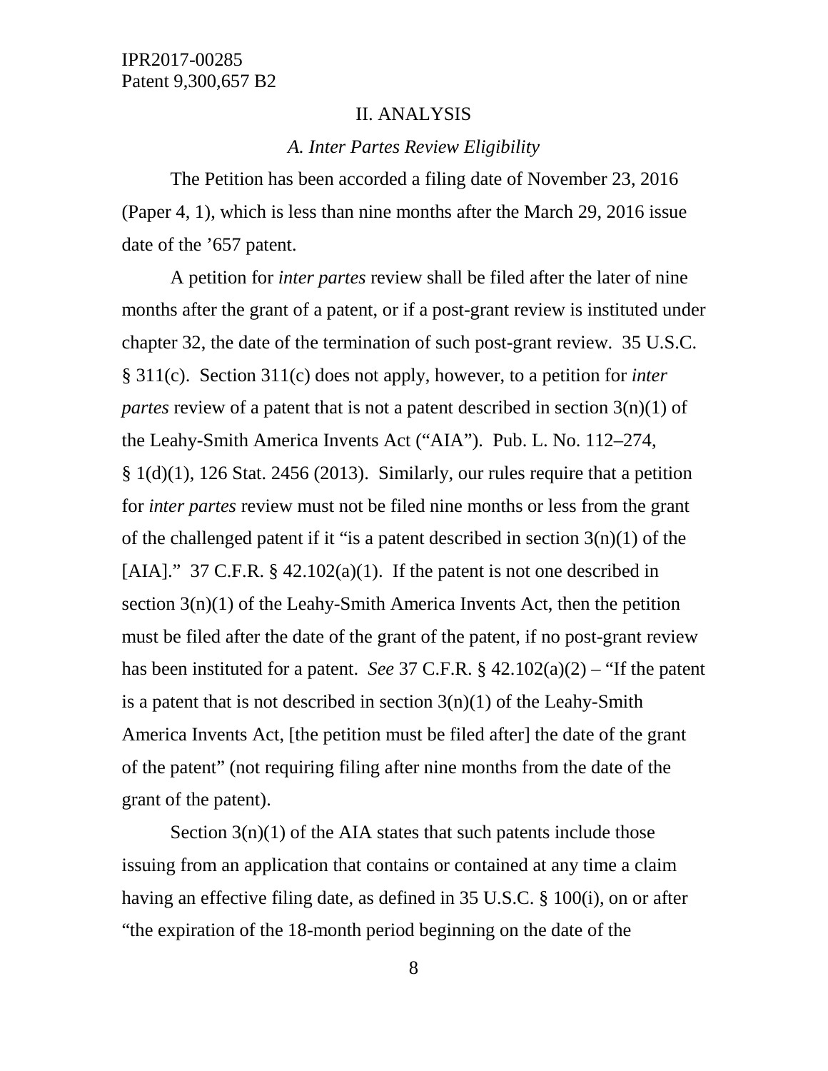## II. ANALYSIS

### *A. Inter Partes Review Eligibility*

The Petition has been accorded a filing date of November 23, 2016 (Paper 4, 1), which is less than nine months after the March 29, 2016 issue date of the ’657 patent.

A petition for *inter partes* review shall be filed after the later of nine months after the grant of a patent, or if a post-grant review is instituted under chapter 32, the date of the termination of such post-grant review. 35 U.S.C. § 311(c). Section 311(c) does not apply, however, to a petition for *inter partes* review of a patent that is not a patent described in section 3(n)(1) of the Leahy-Smith America Invents Act (“AIA”). Pub. L. No. 112–274, § 1(d)(1), 126 Stat. 2456 (2013). Similarly, our rules require that a petition for *inter partes* review must not be filed nine months or less from the grant of the challenged patent if it “is a patent described in section 3(n)(1) of the [AIA].” 37 C.F.R. § 42.102(a)(1). If the patent is not one described in section 3(n)(1) of the Leahy-Smith America Invents Act, then the petition must be filed after the date of the grant of the patent, if no post-grant review has been instituted for a patent. *See* 37 C.F.R. § 42.102(a)(2) – “If the patent is a patent that is not described in section 3(n)(1) of the Leahy-Smith America Invents Act, [the petition must be filed after] the date of the grant of the patent” (not requiring filing after nine months from the date of the grant of the patent).

Section 3(n)(1) of the AIA states that such patents include those issuing from an application that contains or contained at any time a claim having an effective filing date, as defined in 35 U.S.C. § 100(i), on or after “the expiration of the 18-month period beginning on the date of the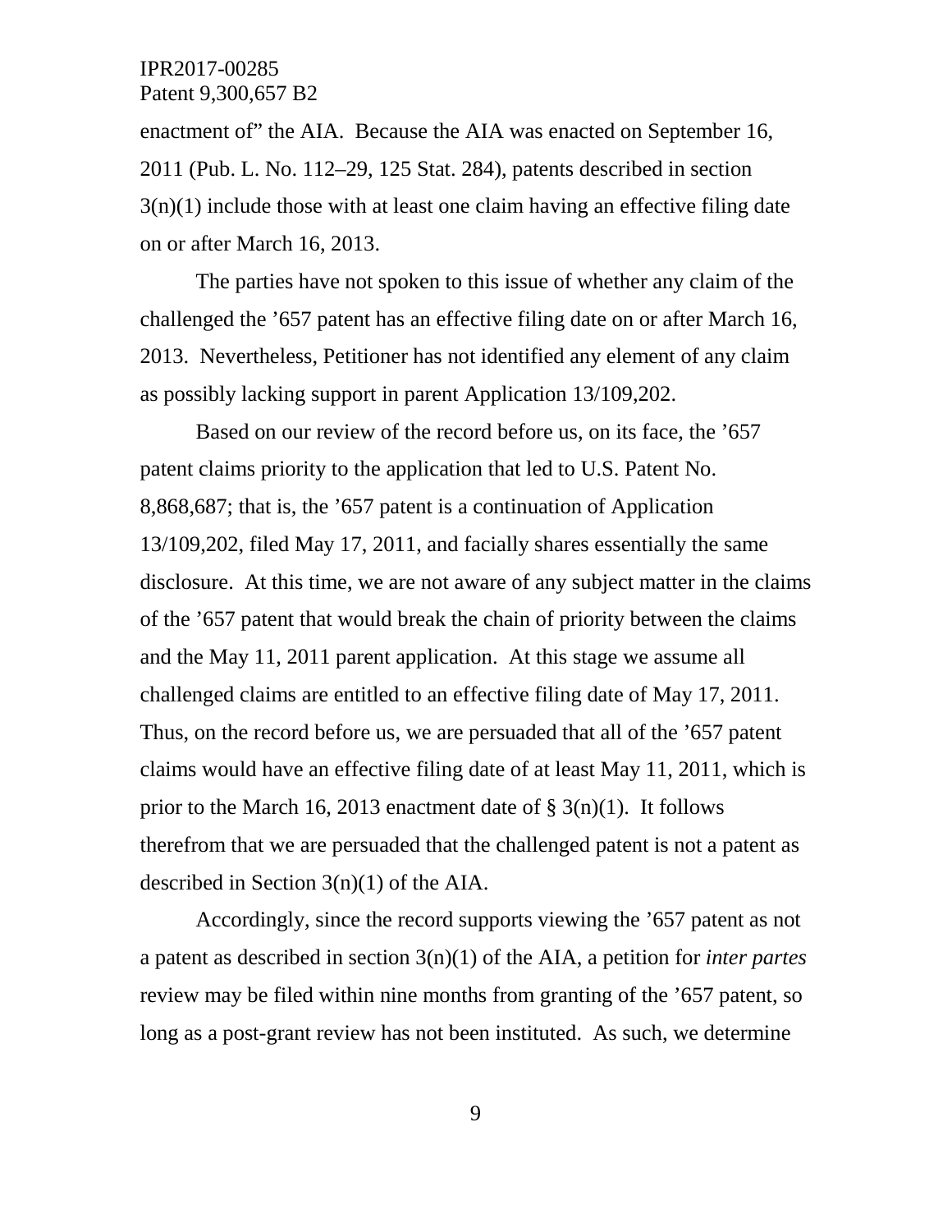enactment of" the AIA. Because the AIA was enacted on September 16, 2011 (Pub. L. No. 112–29, 125 Stat. 284), patents described in section 3(n)(1) include those with at least one claim having an effective filing date on or after March 16, 2013.

The parties have not spoken to this issue of whether any claim of the challenged the '657 patent has an effective filing date on or after March 16, 2013. Nevertheless, Petitioner has not identified any element of any claim as possibly lacking support in parent Application 13/109,202.

Based on our review of the record before us, on its face, the '657 patent claims priority to the application that led to U.S. Patent No. 8,868,687; that is, the '657 patent is a continuation of Application 13/109,202, filed May 17, 2011, and facially shares essentially the same disclosure. At this time, we are not aware of any subject matter in the claims of the '657 patent that would break the chain of priority between the claims and the May 11, 2011 parent application. At this stage we assume all challenged claims are entitled to an effective filing date of May 17, 2011. Thus, on the record before us, we are persuaded that all of the '657 patent claims would have an effective filing date of at least May 11, 2011, which is prior to the March 16, 2013 enactment date of § 3(n)(1). It follows therefrom that we are persuaded that the challenged patent is not a patent as described in Section 3(n)(1) of the AIA.

Accordingly, since the record supports viewing the '657 patent as not a patent as described in section 3(n)(1) of the AIA, a petition for *inter partes* review may be filed within nine months from granting of the '657 patent, so long as a post-grant review has not been instituted. As such, we determine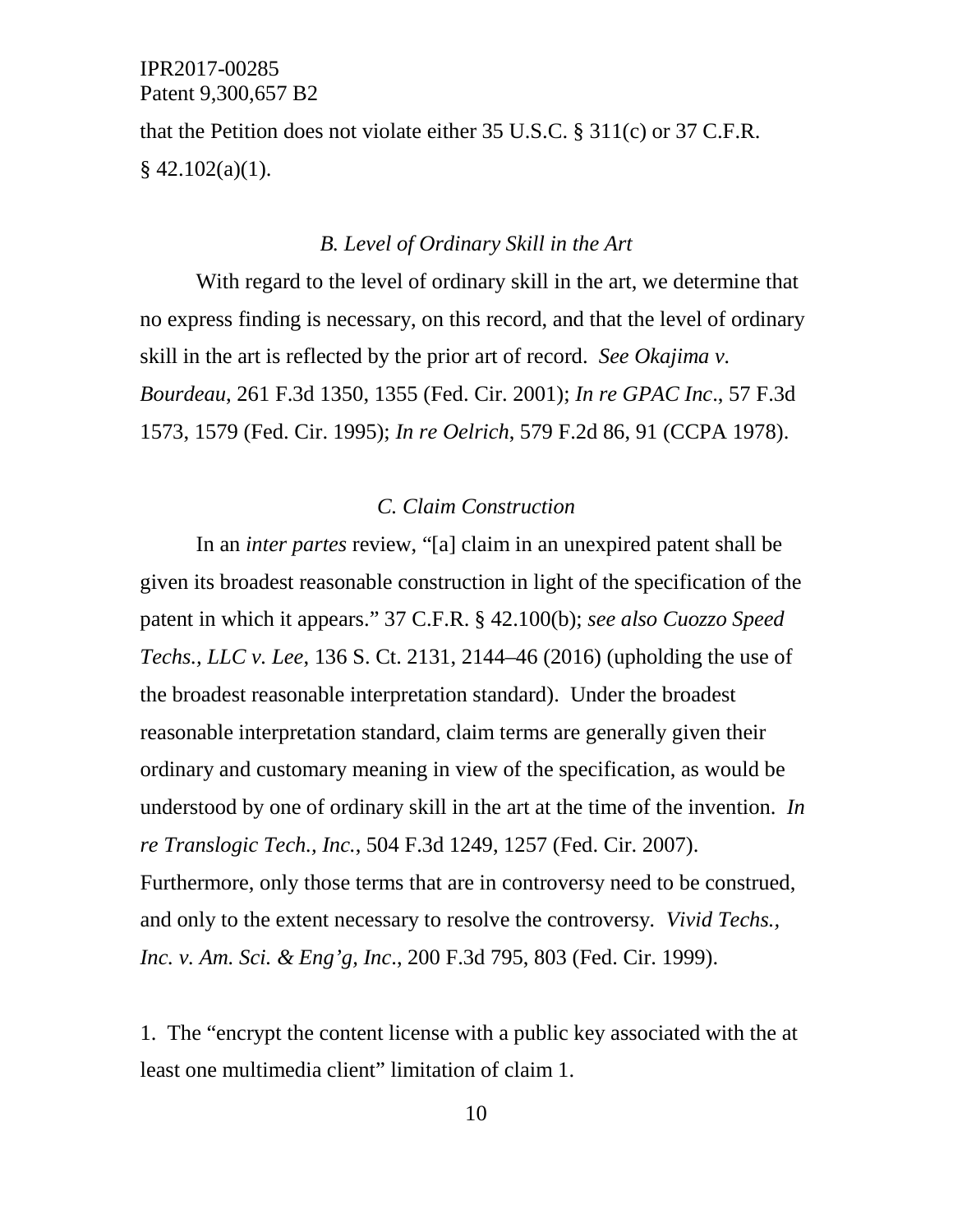that the Petition does not violate either 35 U.S.C. § 311(c) or 37 C.F.R. § 42.102(a)(1).

### *B. Level of Ordinary Skill in the Art*

With regard to the level of ordinary skill in the art, we determine that no express finding is necessary, on this record, and that the level of ordinary skill in the art is reflected by the prior art of record. *See Okajima v. Bourdeau*, 261 F.3d 1350, 1355 (Fed. Cir. 2001); *In re GPAC Inc*., 57 F.3d 1573, 1579 (Fed. Cir. 1995); *In re Oelrich*, 579 F.2d 86, 91 (CCPA 1978).

### *C. Claim Construction*

In an *inter partes* review, "[a] claim in an unexpired patent shall be given its broadest reasonable construction in light of the specification of the patent in which it appears." 37 C.F.R. § 42.100(b); *see also Cuozzo Speed Techs., LLC v. Lee*, 136 S. Ct. 2131, 2144–46 (2016) (upholding the use of the broadest reasonable interpretation standard). Under the broadest reasonable interpretation standard, claim terms are generally given their ordinary and customary meaning in view of the specification, as would be understood by one of ordinary skill in the art at the time of the invention. *In re Translogic Tech., Inc.*, 504 F.3d 1249, 1257 (Fed. Cir. 2007). Furthermore, only those terms that are in controversy need to be construed, and only to the extent necessary to resolve the controversy. *Vivid Techs., Inc. v. Am. Sci. & Eng'g, Inc*., 200 F.3d 795, 803 (Fed. Cir. 1999).

1. The "encrypt the content license with a public key associated with the at least one multimedia client" limitation of claim 1.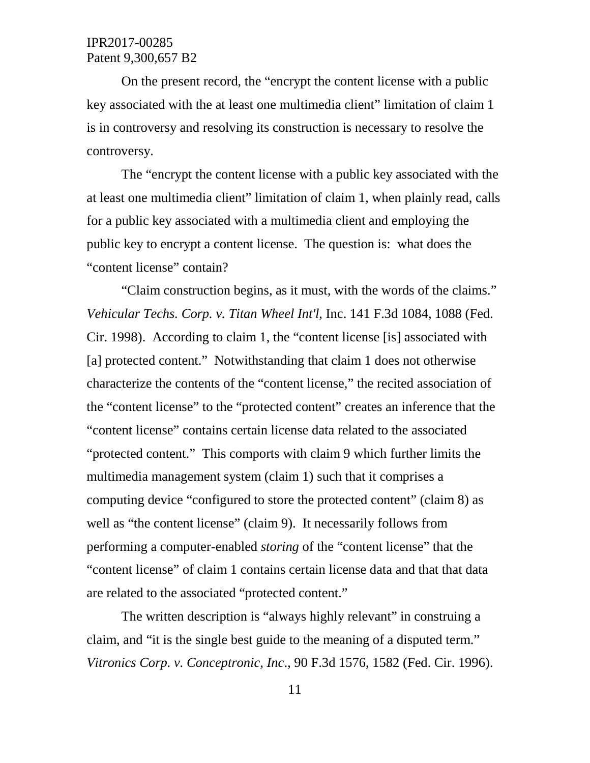On the present record, the "encrypt the content license with a public key associated with the at least one multimedia client" limitation of claim 1 is in controversy and resolving its construction is necessary to resolve the controversy.

The "encrypt the content license with a public key associated with the at least one multimedia client" limitation of claim 1, when plainly read, calls for a public key associated with a multimedia client and employing the public key to encrypt a content license. The question is: what does the "content license" contain?

"Claim construction begins, as it must, with the words of the claims." *Vehicular Techs. Corp. v. Titan Wheel Int'l*, Inc. 141 F.3d 1084, 1088 (Fed. Cir. 1998). According to claim 1, the "content license [is] associated with [a] protected content." Notwithstanding that claim 1 does not otherwise characterize the contents of the "content license," the recited association of the "content license" to the "protected content" creates an inference that the "content license" contains certain license data related to the associated "protected content." This comports with claim 9 which further limits the multimedia management system (claim 1) such that it comprises a computing device "configured to store the protected content" (claim 8) as well as "the content license" (claim 9). It necessarily follows from performing a computer-enabled *storing* of the "content license" that the "content license" of claim 1 contains certain license data and that that data are related to the associated "protected content."

The written description is "always highly relevant" in construing a claim, and "it is the single best guide to the meaning of a disputed term." *Vitronics Corp. v. Conceptronic, Inc*., 90 F.3d 1576, 1582 (Fed. Cir. 1996).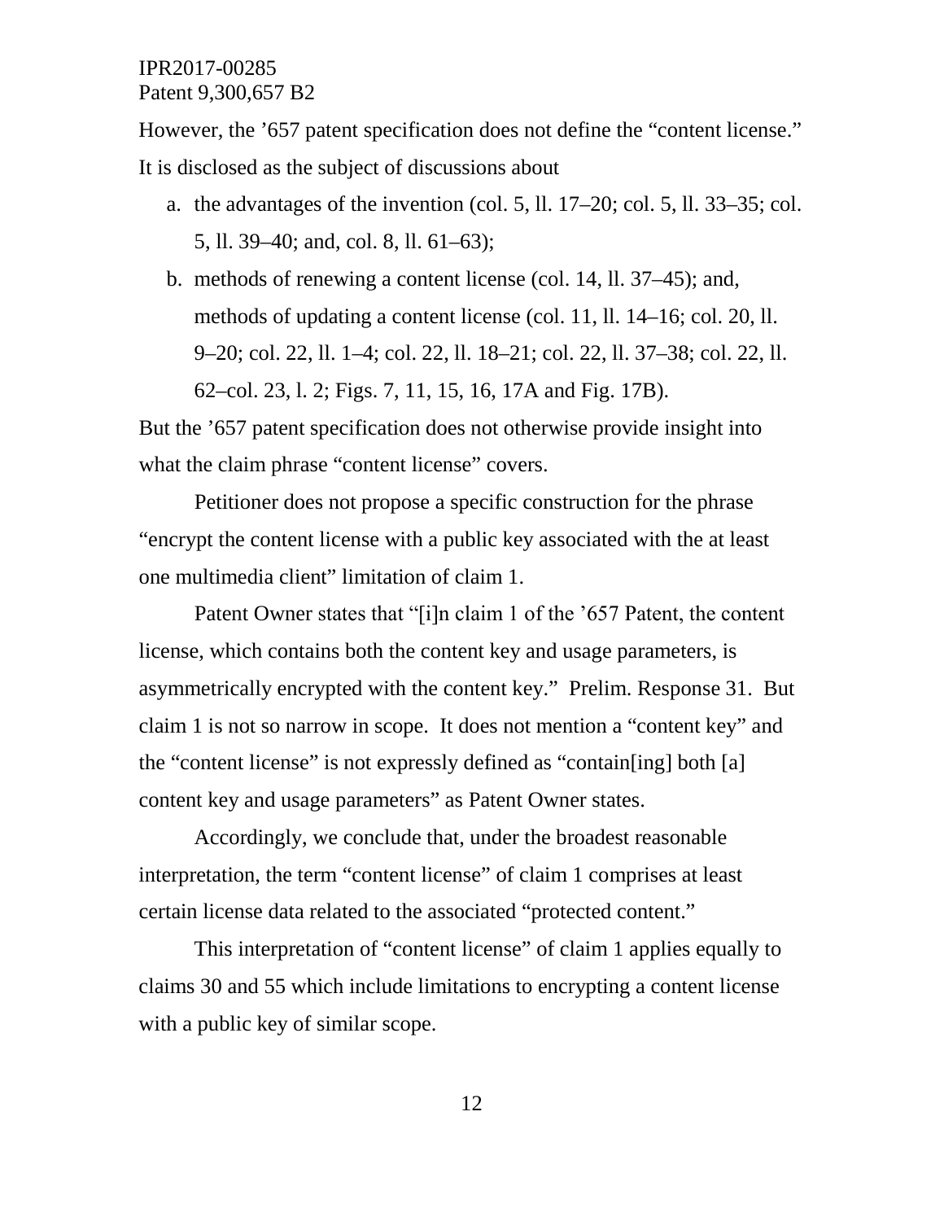However, the ’657 patent specification does not define the “content license.” It is disclosed as the subject of discussions about

a. the advantages of the invention (col. 5, ll. 17–20; col. 5, ll. 33–35; col. 5, ll. 39–40; and, col. 8, ll. 61–63);
b. methods of renewing a content license (col. 14, ll. 37–45); and, methods of updating a content license (col. 11, ll. 14–16; col. 20, ll. 9–20; col. 22, ll. 1–4; col. 22, ll. 18–21; col. 22, ll. 37–38; col. 22, ll. 62–col. 23, l. 2; Figs. 7, 11, 15, 16, 17A and Fig. 17B).

But the ’657 patent specification does not otherwise provide insight into what the claim phrase “content license” covers.

Petitioner does not propose a specific construction for the phrase “encrypt the content license with a public key associated with the at least one multimedia client” limitation of claim 1.

Patent Owner states that “[i]n claim 1 of the ’657 Patent, the content license, which contains both the content key and usage parameters, is asymmetrically encrypted with the content key.” Prelim. Response 31. But claim 1 is not so narrow in scope. It does not mention a “content key” and the “content license” is not expressly defined as “contain[ing] both [a] content key and usage parameters” as Patent Owner states.

Accordingly, we conclude that, under the broadest reasonable interpretation, the term “content license” of claim 1 comprises at least certain license data related to the associated “protected content.”

This interpretation of “content license” of claim 1 applies equally to claims 30 and 55 which include limitations to encrypting a content license with a public key of similar scope.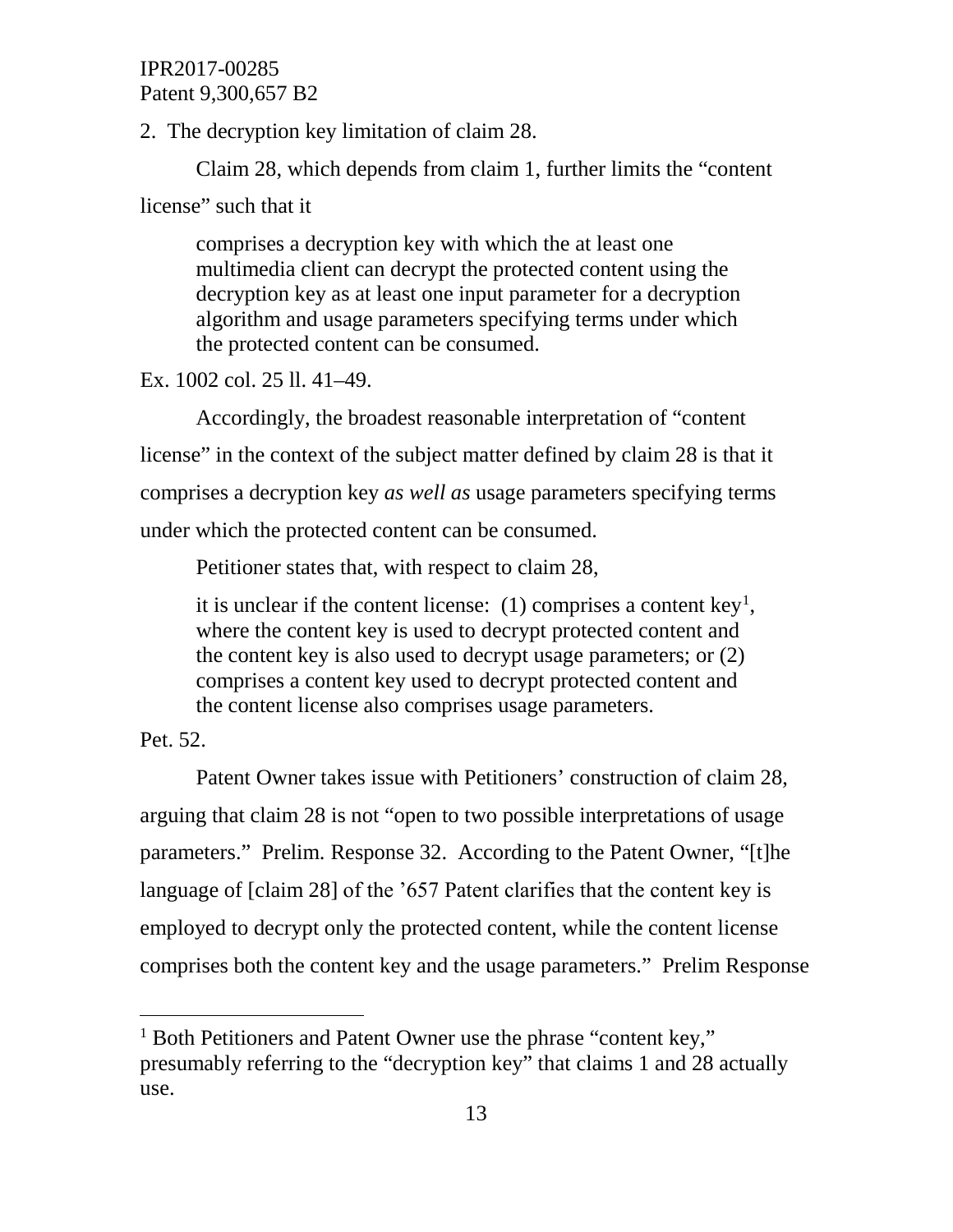2. The decryption key limitation of claim 28.

Claim 28, which depends from claim 1, further limits the "content license" such that it

> comprises a decryption key with which the at least one multimedia client can decrypt the protected content using the decryption key as at least one input parameter for a decryption algorithm and usage parameters specifying terms under which the protected content can be consumed.

Ex. 1002 col. 25 ll. 41–49.

Accordingly, the broadest reasonable interpretation of "content license" in the context of the subject matter defined by claim 28 is that it comprises a decryption key *as well as* usage parameters specifying terms under which the protected content can be consumed.

Petitioner states that, with respect to claim 28,

> it is unclear if the content license: (1) comprises a content key[1], where the content key is used to decrypt protected content and the content key is also used to decrypt usage parameters; or (2) comprises a content key used to decrypt protected content and the content license also comprises usage parameters.

Pet. 52.

Patent Owner takes issue with Petitioners' construction of claim 28, arguing that claim 28 is not "open to two possible interpretations of usage parameters." Prelim. Response 32. According to the Patent Owner, "[t]he language of [claim 28] of the '657 Patent clarifies that the content key is employed to decrypt only the protected content, while the content license comprises both the content key and the usage parameters." Prelim Response

[1] Both Petitioners and Patent Owner use the phrase "content key," presumably referring to the "decryption key" that claims 1 and 28 actually use.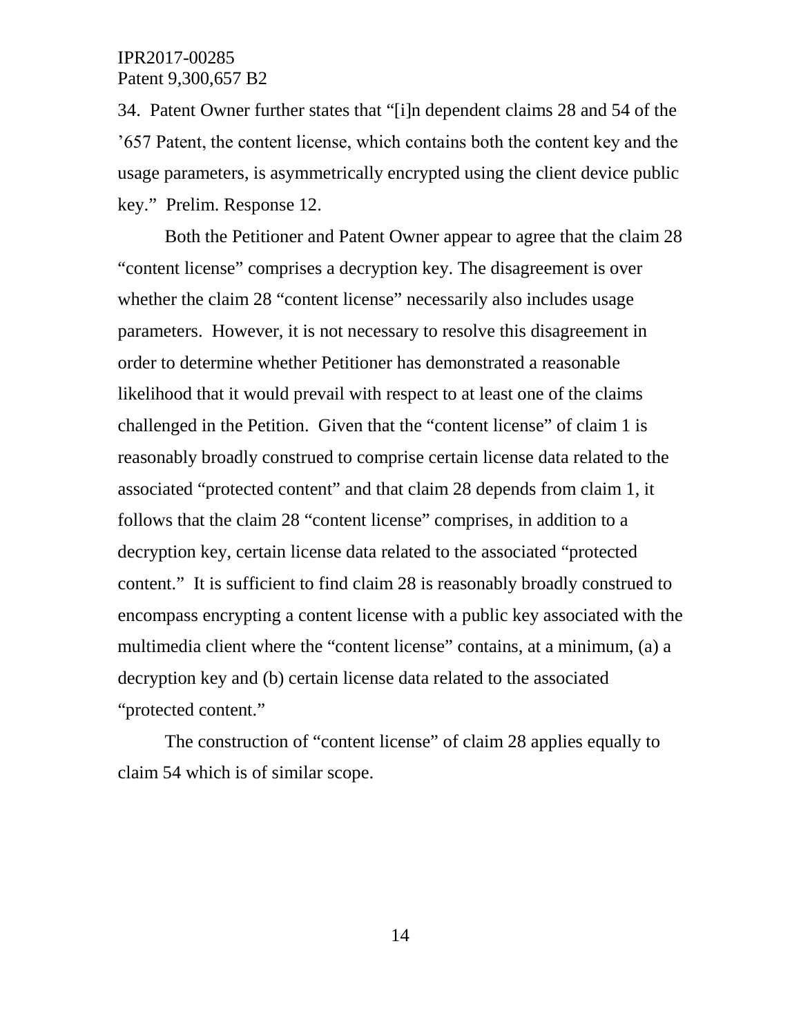34. Patent Owner further states that "[i]n dependent claims 28 and 54 of the '657 Patent, the content license, which contains both the content key and the usage parameters, is asymmetrically encrypted using the client device public key." Prelim. Response 12.

Both the Petitioner and Patent Owner appear to agree that the claim 28 "content license" comprises a decryption key. The disagreement is over whether the claim 28 "content license" necessarily also includes usage parameters. However, it is not necessary to resolve this disagreement in order to determine whether Petitioner has demonstrated a reasonable likelihood that it would prevail with respect to at least one of the claims challenged in the Petition. Given that the "content license" of claim 1 is reasonably broadly construed to comprise certain license data related to the associated "protected content" and that claim 28 depends from claim 1, it follows that the claim 28 "content license" comprises, in addition to a decryption key, certain license data related to the associated "protected content." It is sufficient to find claim 28 is reasonably broadly construed to encompass encrypting a content license with a public key associated with the multimedia client where the "content license" contains, at a minimum, (a) a decryption key and (b) certain license data related to the associated "protected content."

The construction of "content license" of claim 28 applies equally to claim 54 which is of similar scope.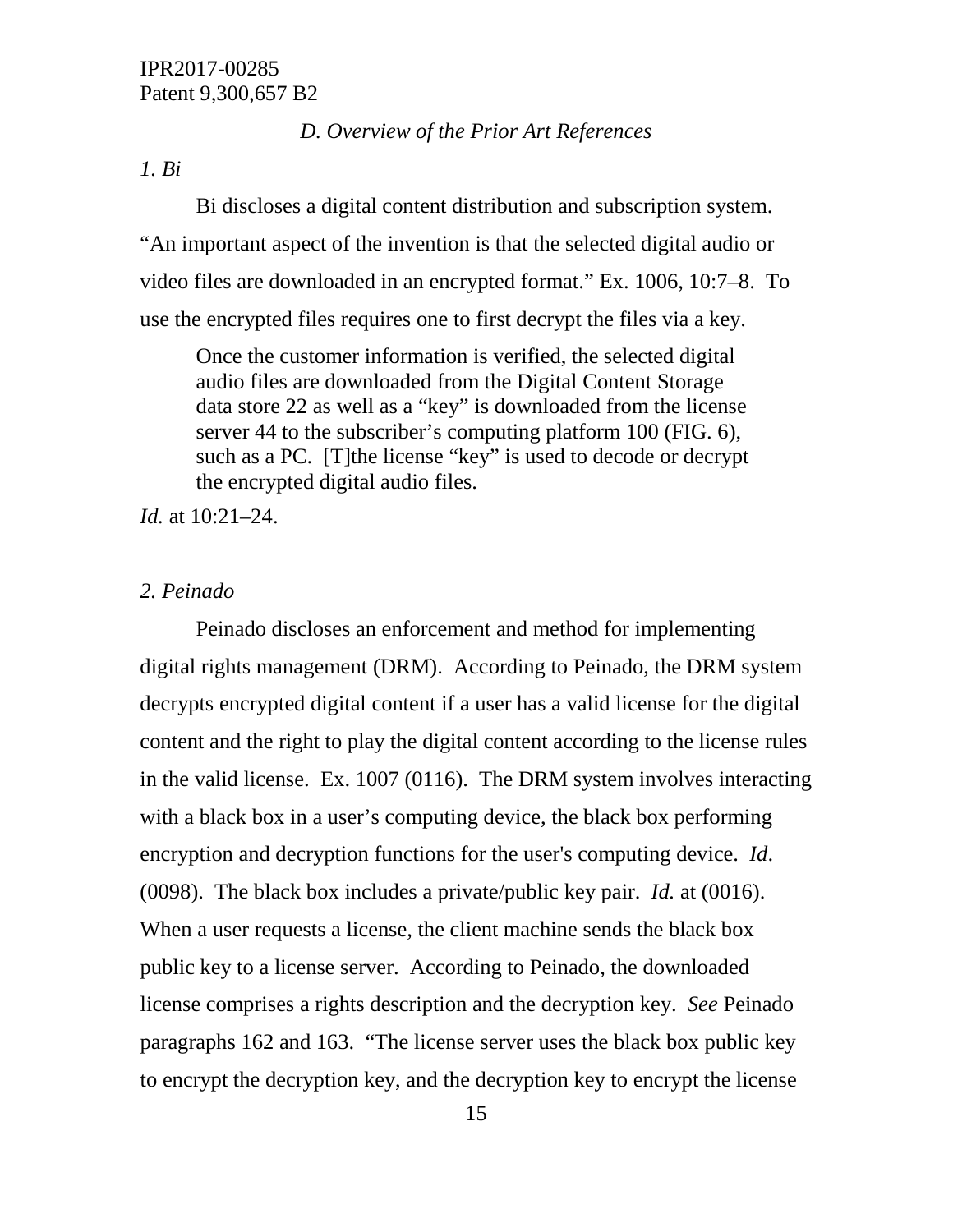### *D. Overview of the Prior Art References*

*1. Bi*

Bi discloses a digital content distribution and subscription system. "An important aspect of the invention is that the selected digital audio or video files are downloaded in an encrypted format." Ex. 1006, 10:7–8. To use the encrypted files requires one to first decrypt the files via a key.

> Once the customer information is verified, the selected digital audio files are downloaded from the Digital Content Storage data store 22 as well as a "key" is downloaded from the license server 44 to the subscriber's computing platform 100 (FIG. 6), such as a PC. [T]the license "key" is used to decode or decrypt the encrypted digital audio files.

*Id.* at 10:21–24.

*2. Peinado*

Peinado discloses an enforcement and method for implementing digital rights management (DRM). According to Peinado, the DRM system decrypts encrypted digital content if a user has a valid license for the digital content and the right to play the digital content according to the license rules in the valid license. Ex. 1007 (0116). The DRM system involves interacting with a black box in a user's computing device, the black box performing encryption and decryption functions for the user's computing device. *Id*. (0098). The black box includes a private/public key pair. *Id.* at (0016). When a user requests a license, the client machine sends the black box public key to a license server. According to Peinado, the downloaded license comprises a rights description and the decryption key. *See* Peinado paragraphs 162 and 163. "The license server uses the black box public key to encrypt the decryption key, and the decryption key to encrypt the license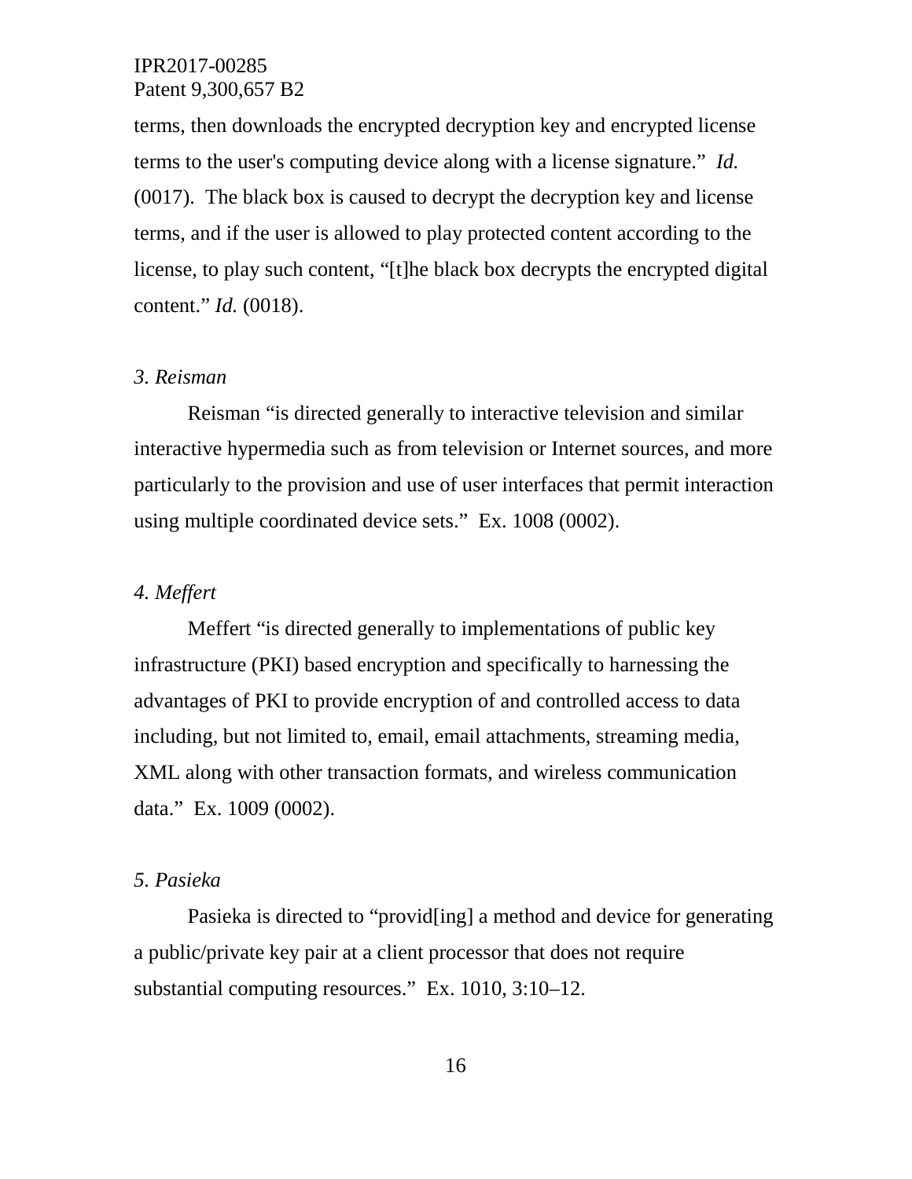terms, then downloads the encrypted decryption key and encrypted license terms to the user's computing device along with a license signature." *Id.* (0017). The black box is caused to decrypt the decryption key and license terms, and if the user is allowed to play protected content according to the license, to play such content, "[t]he black box decrypts the encrypted digital content." *Id.* (0018).

### *3. Reisman*

Reisman "is directed generally to interactive television and similar interactive hypermedia such as from television or Internet sources, and more particularly to the provision and use of user interfaces that permit interaction using multiple coordinated device sets." Ex. 1008 (0002).

### *4. Meffert*

Meffert "is directed generally to implementations of public key infrastructure (PKI) based encryption and specifically to harnessing the advantages of PKI to provide encryption of and controlled access to data including, but not limited to, email, email attachments, streaming media, XML along with other transaction formats, and wireless communication data." Ex. 1009 (0002).

### *5. Pasieka*

Pasieka is directed to "provid[ing] a method and device for generating a public/private key pair at a client processor that does not require substantial computing resources." Ex. 1010, 3:10–12.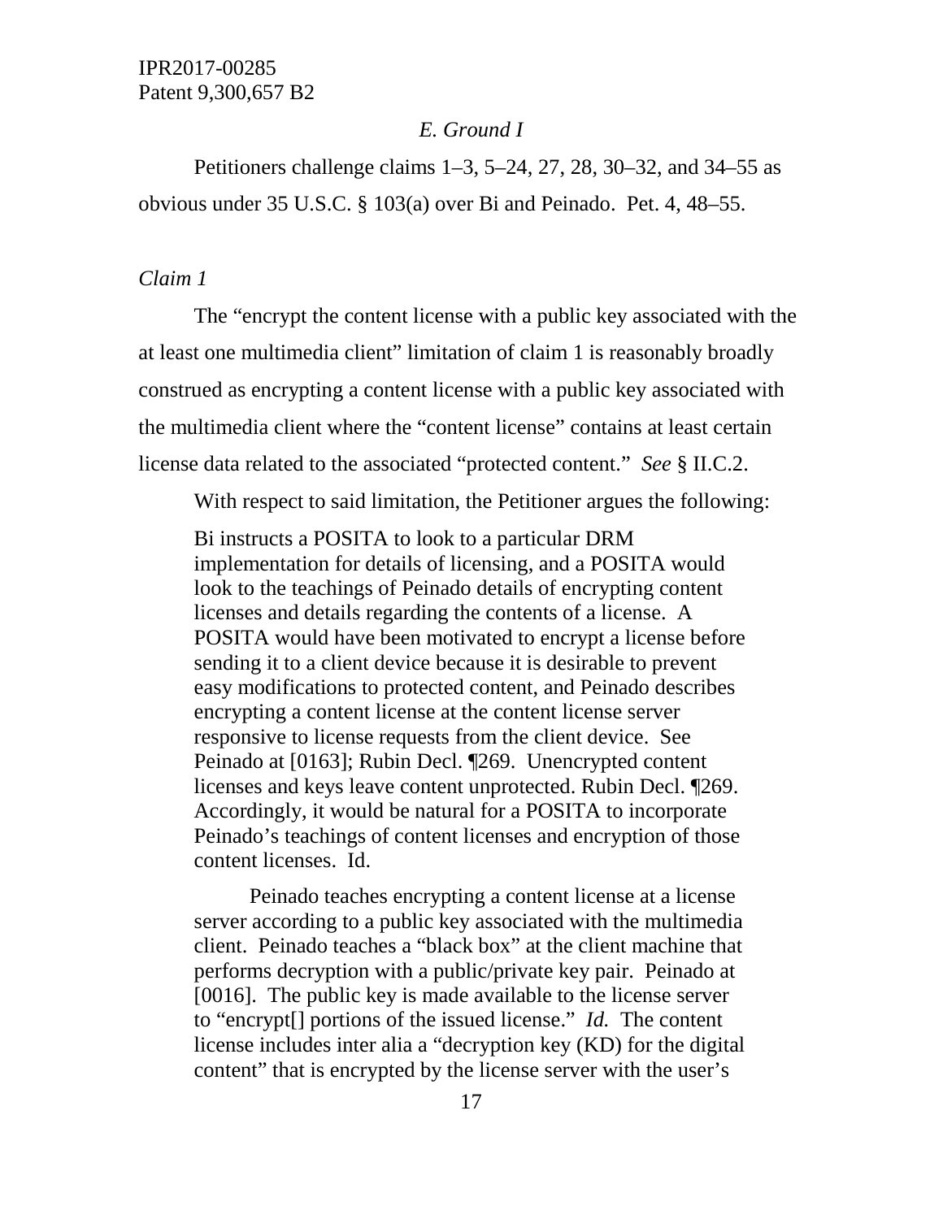*E. Ground I*

Petitioners challenge claims 1–3, 5–24, 27, 28, 30–32, and 34–55 as obvious under 35 U.S.C. § 103(a) over Bi and Peinado. Pet. 4, 48–55.

*Claim 1*

The "encrypt the content license with a public key associated with the at least one multimedia client" limitation of claim 1 is reasonably broadly construed as encrypting a content license with a public key associated with the multimedia client where the "content license" contains at least certain license data related to the associated "protected content." *See* § II.C.2.

With respect to said limitation, the Petitioner argues the following:

> Bi instructs a POSITA to look to a particular DRM implementation for details of licensing, and a POSITA would look to the teachings of Peinado details of encrypting content licenses and details regarding the contents of a license. A POSITA would have been motivated to encrypt a license before sending it to a client device because it is desirable to prevent easy modifications to protected content, and Peinado describes encrypting a content license at the content license server responsive to license requests from the client device. See Peinado at [0163]; Rubin Decl. ¶269. Unencrypted content licenses and keys leave content unprotected. Rubin Decl. ¶269. Accordingly, it would be natural for a POSITA to incorporate Peinado's teachings of content licenses and encryption of those content licenses. Id.
>
> Peinado teaches encrypting a content license at a license server according to a public key associated with the multimedia client. Peinado teaches a "black box" at the client machine that performs decryption with a public/private key pair. Peinado at [0016]. The public key is made available to the license server to "encrypt[] portions of the issued license." *Id.* The content license includes inter alia a "decryption key (KD) for the digital content" that is encrypted by the license server with the user's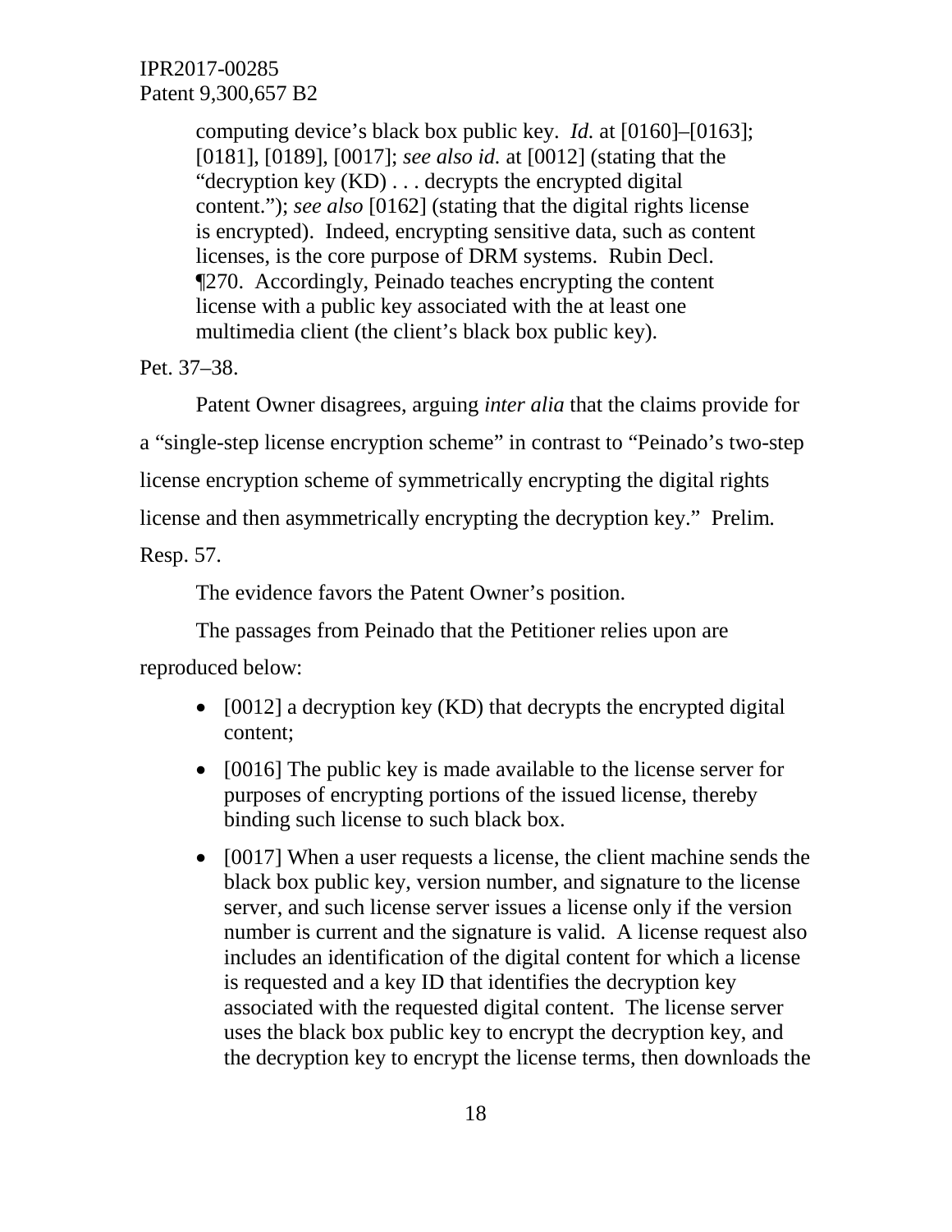> computing device's black box public key. *Id.* at [0160]–[0163]; [0181], [0189], [0017]; *see also id.* at [0012] (stating that the "decryption key (KD) . . . decrypts the encrypted digital content."); *see also* [0162] (stating that the digital rights license is encrypted). Indeed, encrypting sensitive data, such as content licenses, is the core purpose of DRM systems. Rubin Decl. ¶270. Accordingly, Peinado teaches encrypting the content license with a public key associated with the at least one multimedia client (the client's black box public key).

Pet. 37–38.

Patent Owner disagrees, arguing *inter alia* that the claims provide for a "single-step license encryption scheme" in contrast to "Peinado's two-step license encryption scheme of symmetrically encrypting the digital rights license and then asymmetrically encrypting the decryption key." Prelim. Resp. 57.

The evidence favors the Patent Owner's position.

The passages from Peinado that the Petitioner relies upon are reproduced below:

- [0012] a decryption key (KD) that decrypts the encrypted digital content;
- [0016] The public key is made available to the license server for purposes of encrypting portions of the issued license, thereby binding such license to such black box.
- [0017] When a user requests a license, the client machine sends the black box public key, version number, and signature to the license server, and such license server issues a license only if the version number is current and the signature is valid. A license request also includes an identification of the digital content for which a license is requested and a key ID that identifies the decryption key associated with the requested digital content. The license server uses the black box public key to encrypt the decryption key, and the decryption key to encrypt the license terms, then downloads the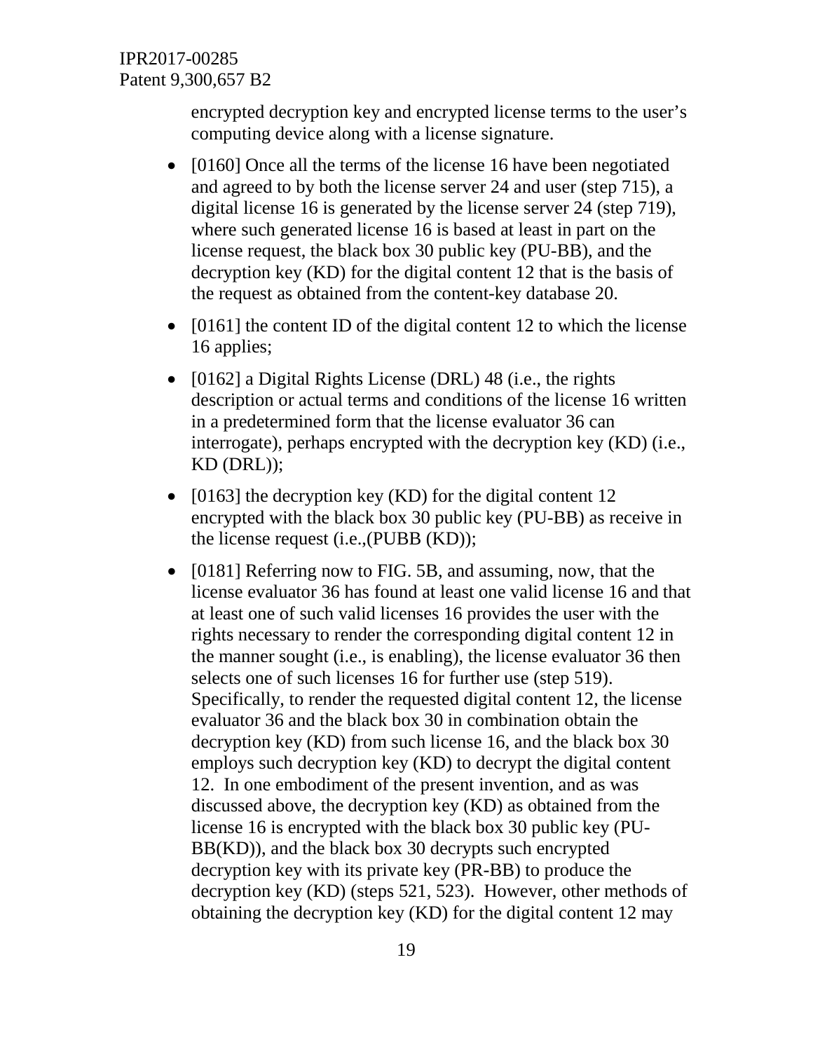encrypted decryption key and encrypted license terms to the user's computing device along with a license signature.

- [0160] Once all the terms of the license 16 have been negotiated and agreed to by both the license server 24 and user (step 715), a digital license 16 is generated by the license server 24 (step 719), where such generated license 16 is based at least in part on the license request, the black box 30 public key (PU-BB), and the decryption key (KD) for the digital content 12 that is the basis of the request as obtained from the content-key database 20.
- [0161] the content ID of the digital content 12 to which the license 16 applies;
- [0162] a Digital Rights License (DRL) 48 (i.e., the rights description or actual terms and conditions of the license 16 written in a predetermined form that the license evaluator 36 can interrogate), perhaps encrypted with the decryption key (KD) (i.e., KD (DRL));
- [0163] the decryption key (KD) for the digital content 12 encrypted with the black box 30 public key (PU-BB) as receive in the license request (i.e.,(PUBB (KD));
- [0181] Referring now to FIG. 5B, and assuming, now, that the license evaluator 36 has found at least one valid license 16 and that at least one of such valid licenses 16 provides the user with the rights necessary to render the corresponding digital content 12 in the manner sought (i.e., is enabling), the license evaluator 36 then selects one of such licenses 16 for further use (step 519). Specifically, to render the requested digital content 12, the license evaluator 36 and the black box 30 in combination obtain the decryption key (KD) from such license 16, and the black box 30 employs such decryption key (KD) to decrypt the digital content 12. In one embodiment of the present invention, and as was discussed above, the decryption key (KD) as obtained from the license 16 is encrypted with the black box 30 public key (PU-BB(KD)), and the black box 30 decrypts such encrypted decryption key with its private key (PR-BB) to produce the decryption key (KD) (steps 521, 523). However, other methods of obtaining the decryption key (KD) for the digital content 12 may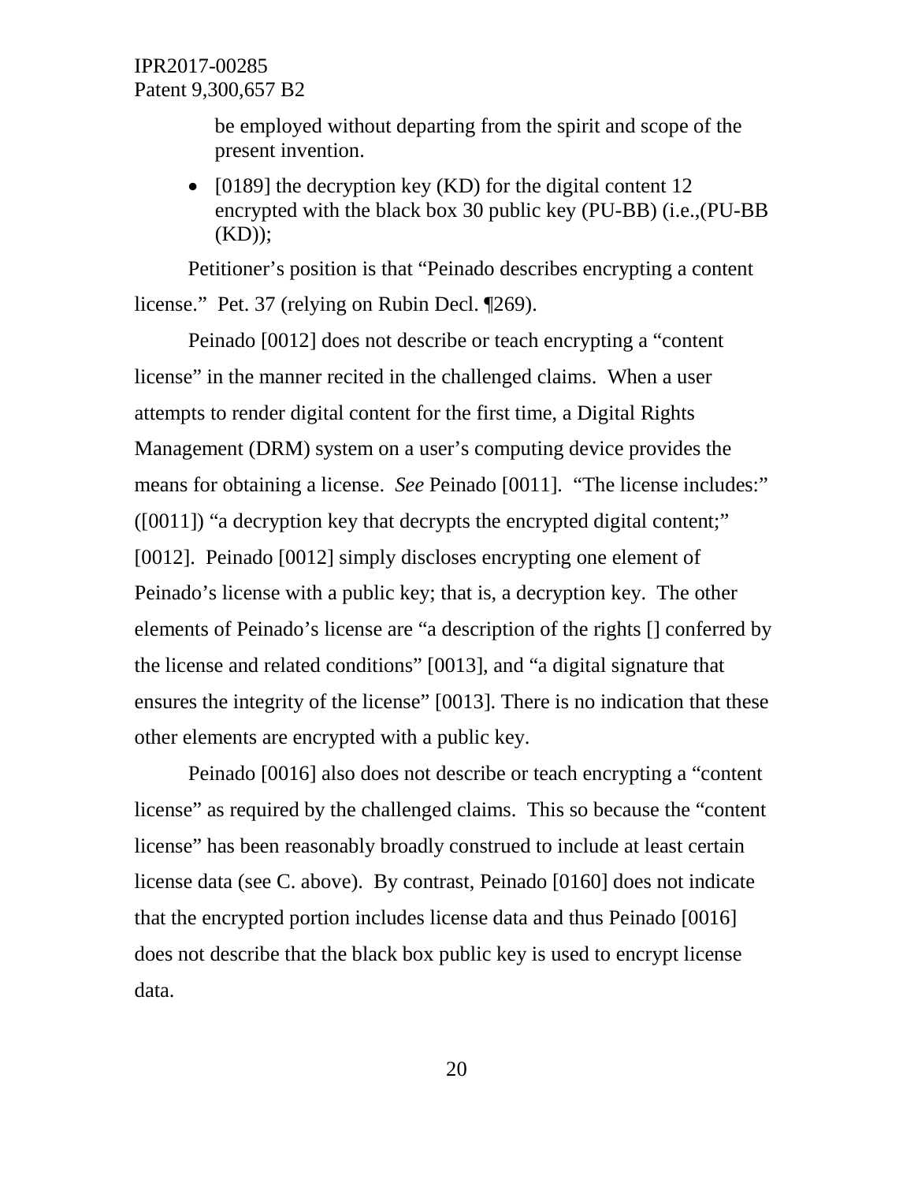be employed without departing from the spirit and scope of the present invention.

- [0189] the decryption key (KD) for the digital content 12 encrypted with the black box 30 public key (PU-BB) (i.e.,(PU-BB (KD));

Petitioner's position is that "Peinado describes encrypting a content license." Pet. 37 (relying on Rubin Decl. ¶269).

Peinado [0012] does not describe or teach encrypting a "content license" in the manner recited in the challenged claims. When a user attempts to render digital content for the first time, a Digital Rights Management (DRM) system on a user's computing device provides the means for obtaining a license. *See* Peinado [0011]. "The license includes:" ([0011]) "a decryption key that decrypts the encrypted digital content;" [0012]. Peinado [0012] simply discloses encrypting one element of Peinado's license with a public key; that is, a decryption key. The other elements of Peinado's license are "a description of the rights [] conferred by the license and related conditions" [0013], and "a digital signature that ensures the integrity of the license" [0013]. There is no indication that these other elements are encrypted with a public key.

Peinado [0016] also does not describe or teach encrypting a "content license" as required by the challenged claims. This so because the "content license" has been reasonably broadly construed to include at least certain license data (see C. above). By contrast, Peinado [0160] does not indicate that the encrypted portion includes license data and thus Peinado [0016] does not describe that the black box public key is used to encrypt license data.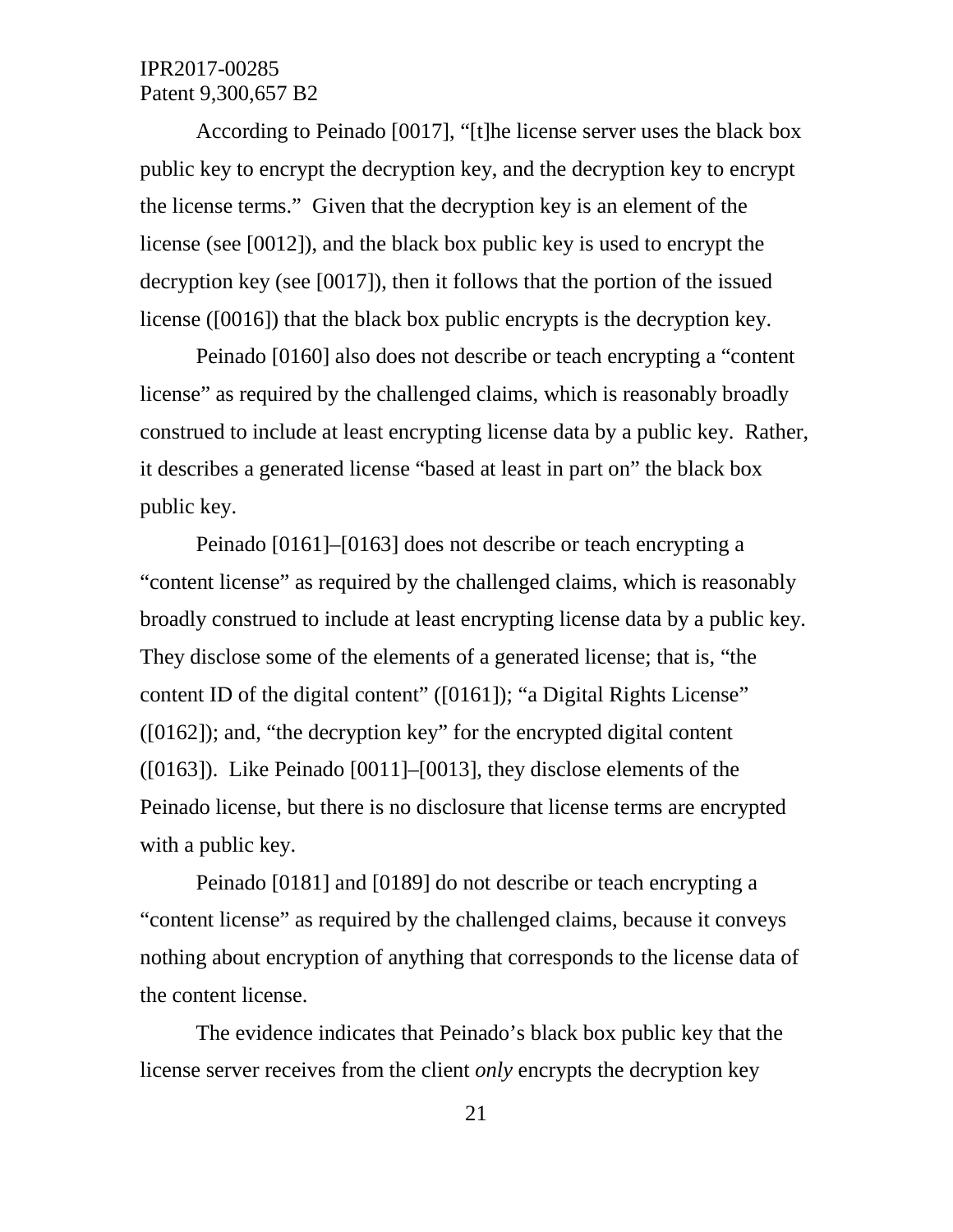According to Peinado [0017], "[t]he license server uses the black box public key to encrypt the decryption key, and the decryption key to encrypt the license terms." Given that the decryption key is an element of the license (see [0012]), and the black box public key is used to encrypt the decryption key (see [0017]), then it follows that the portion of the issued license ([0016]) that the black box public encrypts is the decryption key.

Peinado [0160] also does not describe or teach encrypting a "content license" as required by the challenged claims, which is reasonably broadly construed to include at least encrypting license data by a public key. Rather, it describes a generated license "based at least in part on" the black box public key.

Peinado [0161]–[0163] does not describe or teach encrypting a "content license" as required by the challenged claims, which is reasonably broadly construed to include at least encrypting license data by a public key. They disclose some of the elements of a generated license; that is, "the content ID of the digital content" ([0161]); "a Digital Rights License" ([0162]); and, "the decryption key" for the encrypted digital content ([0163]). Like Peinado [0011]–[0013], they disclose elements of the Peinado license, but there is no disclosure that license terms are encrypted with a public key.

Peinado [0181] and [0189] do not describe or teach encrypting a "content license" as required by the challenged claims, because it conveys nothing about encryption of anything that corresponds to the license data of the content license.

The evidence indicates that Peinado's black box public key that the license server receives from the client *only* encrypts the decryption key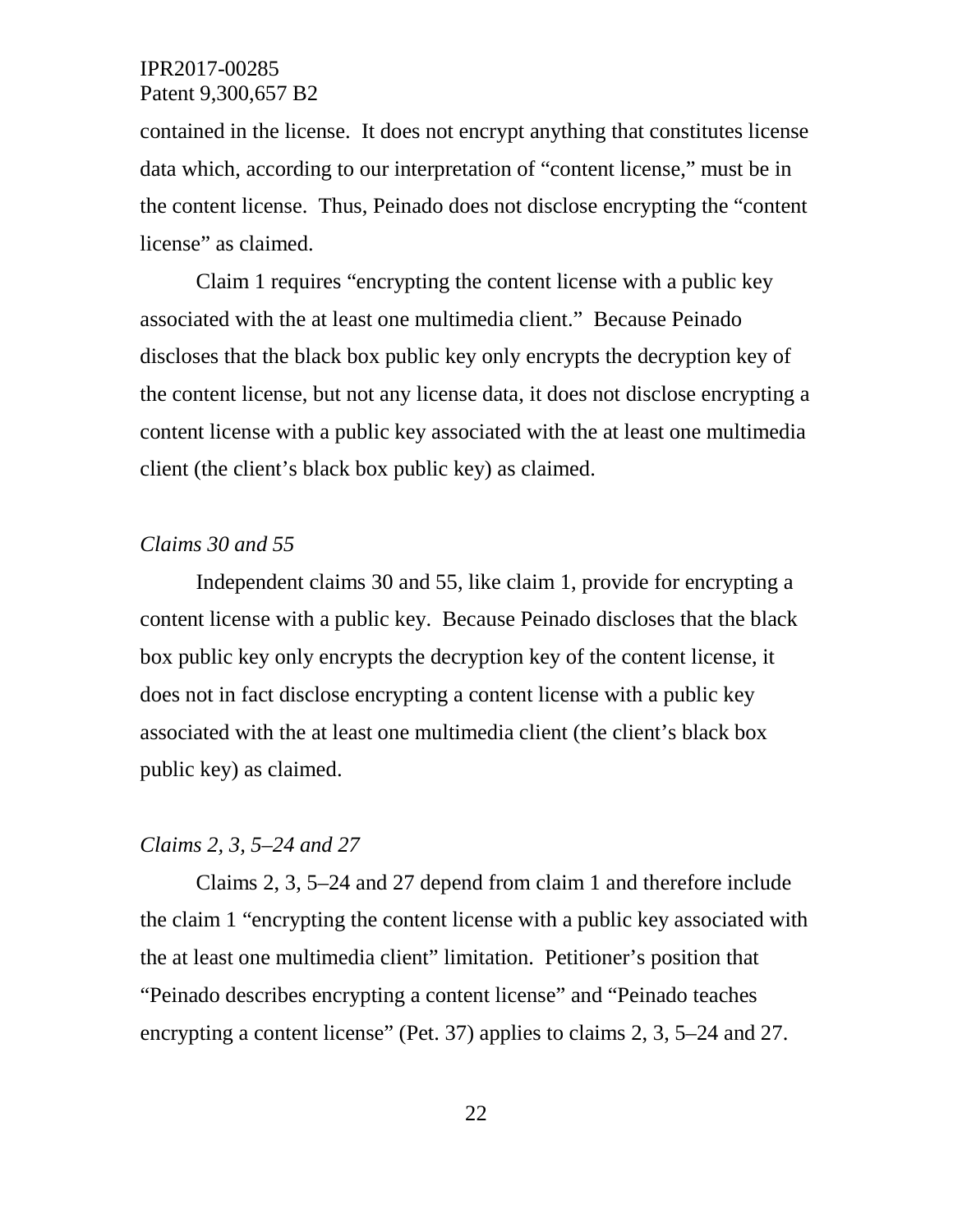contained in the license. It does not encrypt anything that constitutes license data which, according to our interpretation of "content license," must be in the content license. Thus, Peinado does not disclose encrypting the "content license" as claimed.

Claim 1 requires "encrypting the content license with a public key associated with the at least one multimedia client." Because Peinado discloses that the black box public key only encrypts the decryption key of the content license, but not any license data, it does not disclose encrypting a content license with a public key associated with the at least one multimedia client (the client's black box public key) as claimed.

*Claims 30 and 55*

Independent claims 30 and 55, like claim 1, provide for encrypting a content license with a public key. Because Peinado discloses that the black box public key only encrypts the decryption key of the content license, it does not in fact disclose encrypting a content license with a public key associated with the at least one multimedia client (the client's black box public key) as claimed.

*Claims 2, 3, 5–24 and 27*

Claims 2, 3, 5–24 and 27 depend from claim 1 and therefore include the claim 1 "encrypting the content license with a public key associated with the at least one multimedia client" limitation. Petitioner's position that "Peinado describes encrypting a content license" and "Peinado teaches encrypting a content license" (Pet. 37) applies to claims 2, 3, 5–24 and 27.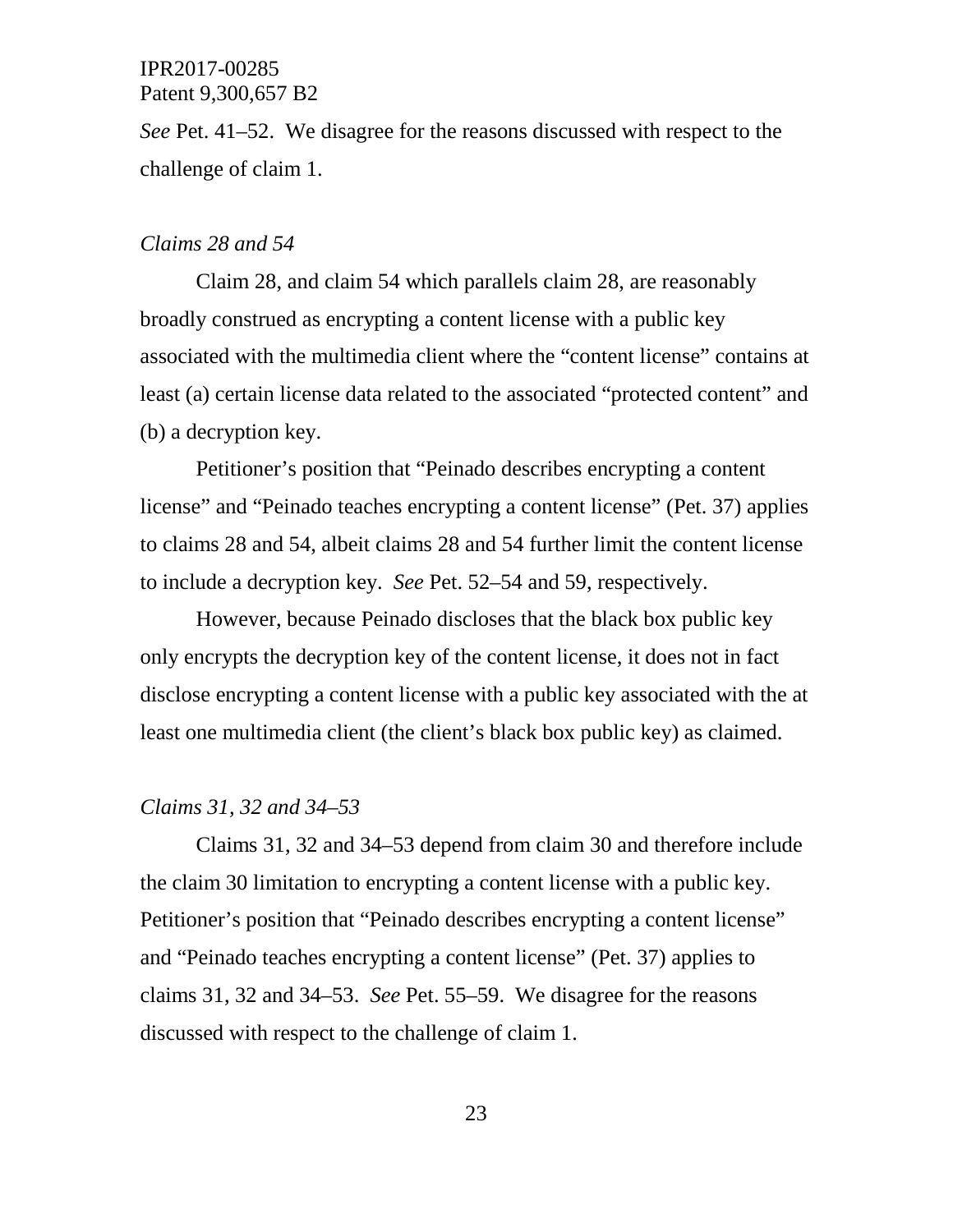*See* Pet. 41–52. We disagree for the reasons discussed with respect to the challenge of claim 1.

*Claims 28 and 54*

Claim 28, and claim 54 which parallels claim 28, are reasonably broadly construed as encrypting a content license with a public key associated with the multimedia client where the "content license" contains at least (a) certain license data related to the associated "protected content" and (b) a decryption key.

Petitioner's position that "Peinado describes encrypting a content license" and "Peinado teaches encrypting a content license" (Pet. 37) applies to claims 28 and 54, albeit claims 28 and 54 further limit the content license to include a decryption key. *See* Pet. 52–54 and 59, respectively.

However, because Peinado discloses that the black box public key only encrypts the decryption key of the content license, it does not in fact disclose encrypting a content license with a public key associated with the at least one multimedia client (the client's black box public key) as claimed.

*Claims 31, 32 and 34–53*

Claims 31, 32 and 34–53 depend from claim 30 and therefore include the claim 30 limitation to encrypting a content license with a public key. Petitioner's position that "Peinado describes encrypting a content license" and "Peinado teaches encrypting a content license" (Pet. 37) applies to claims 31, 32 and 34–53. *See* Pet. 55–59. We disagree for the reasons discussed with respect to the challenge of claim 1.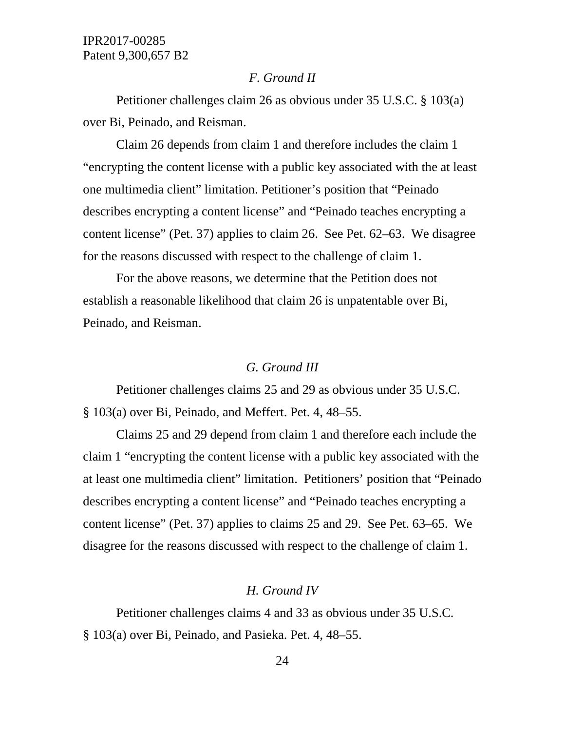### *F. Ground II*

Petitioner challenges claim 26 as obvious under 35 U.S.C. § 103(a) over Bi, Peinado, and Reisman.

Claim 26 depends from claim 1 and therefore includes the claim 1 "encrypting the content license with a public key associated with the at least one multimedia client" limitation. Petitioner's position that "Peinado describes encrypting a content license" and "Peinado teaches encrypting a content license" (Pet. 37) applies to claim 26. See Pet. 62–63. We disagree for the reasons discussed with respect to the challenge of claim 1.

For the above reasons, we determine that the Petition does not establish a reasonable likelihood that claim 26 is unpatentable over Bi, Peinado, and Reisman.

### *G. Ground III*

Petitioner challenges claims 25 and 29 as obvious under 35 U.S.C. § 103(a) over Bi, Peinado, and Meffert. Pet. 4, 48–55.

Claims 25 and 29 depend from claim 1 and therefore each include the claim 1 "encrypting the content license with a public key associated with the at least one multimedia client" limitation. Petitioners' position that "Peinado describes encrypting a content license" and "Peinado teaches encrypting a content license" (Pet. 37) applies to claims 25 and 29. See Pet. 63–65. We disagree for the reasons discussed with respect to the challenge of claim 1.

### *H. Ground IV*

Petitioner challenges claims 4 and 33 as obvious under 35 U.S.C. § 103(a) over Bi, Peinado, and Pasieka. Pet. 4, 48–55.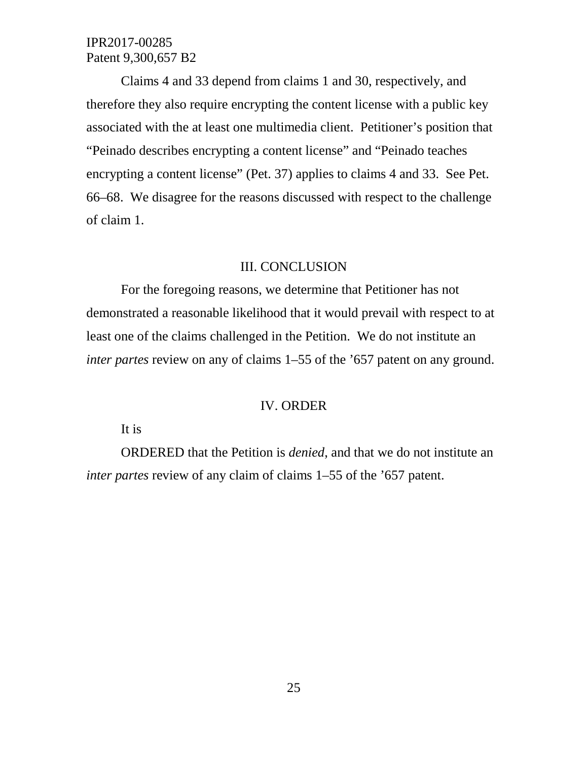Claims 4 and 33 depend from claims 1 and 30, respectively, and therefore they also require encrypting the content license with a public key associated with the at least one multimedia client. Petitioner's position that "Peinado describes encrypting a content license" and "Peinado teaches encrypting a content license" (Pet. 37) applies to claims 4 and 33. See Pet. 66–68. We disagree for the reasons discussed with respect to the challenge of claim 1.

## III. CONCLUSION

For the foregoing reasons, we determine that Petitioner has not demonstrated a reasonable likelihood that it would prevail with respect to at least one of the claims challenged in the Petition. We do not institute an *inter partes* review on any of claims 1–55 of the '657 patent on any ground.

## IV. ORDER

It is

ORDERED that the Petition is *denied*, and that we do not institute an *inter partes* review of any claim of claims 1–55 of the '657 patent.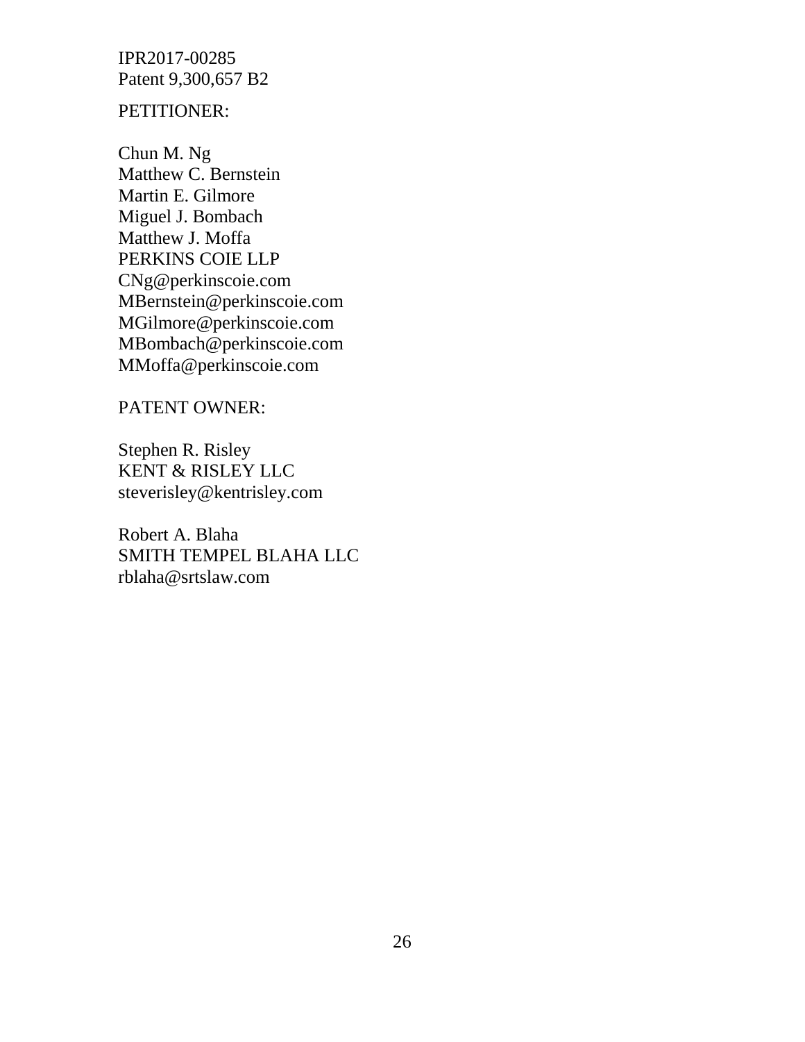PETITIONER:

Chun M. Ng
Matthew C. Bernstein
Martin E. Gilmore
Miguel J. Bombach
Matthew J. Moffa
PERKINS COIE LLP
CNg@perkinscoie.com
MBernstein@perkinscoie.com
MGilmore@perkinscoie.com
MBombach@perkinscoie.com
MMoffa@perkinscoie.com

PATENT OWNER:

Stephen R. Risley
KENT & RISLEY LLC
steverisley@kentrisley.com

Robert A. Blaha
SMITH TEMPEL BLAHA LLC
rblaha@srtslaw.com